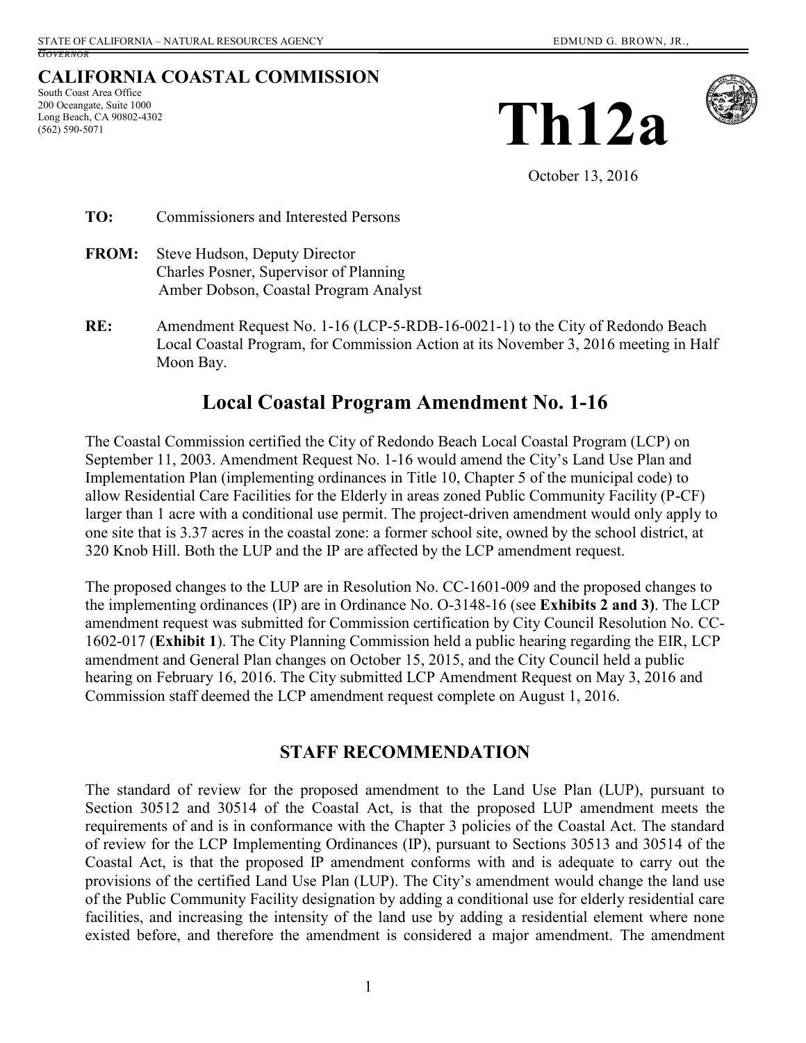STATE OF CALIFORNIA – NATURAL RESOURCES AGENCY EDMUND G. BROWN, JR., GOVERNOR

**CALIFORNIA COASTAL COMMISSION**
South Coast Area Office
200 Oceangate, Suite 1000
Long Beach, CA 90802-4302
(562) 590-5071

# Th12a

October 13, 2016

**TO:** Commissioners and Interested Persons

**FROM:** Steve Hudson, Deputy Director
Charles Posner, Supervisor of Planning
Amber Dobson, Coastal Program Analyst

**RE:** Amendment Request No. 1-16 (LCP-5-RDB-16-0021-1) to the City of Redondo Beach Local Coastal Program, for Commission Action at its November 3, 2016 meeting in Half Moon Bay.

## Local Coastal Program Amendment No. 1-16

The Coastal Commission certified the City of Redondo Beach Local Coastal Program (LCP) on September 11, 2003. Amendment Request No. 1-16 would amend the City's Land Use Plan and Implementation Plan (implementing ordinances in Title 10, Chapter 5 of the municipal code) to allow Residential Care Facilities for the Elderly in areas zoned Public Community Facility (P-CF) larger than 1 acre with a conditional use permit. The project-driven amendment would only apply to one site that is 3.37 acres in the coastal zone: a former school site, owned by the school district, at 320 Knob Hill. Both the LUP and the IP are affected by the LCP amendment request.

The proposed changes to the LUP are in Resolution No. CC-1601-009 and the proposed changes to the implementing ordinances (IP) are in Ordinance No. O-3148-16 (see **Exhibits 2 and 3)**. The LCP amendment request was submitted for Commission certification by City Council Resolution No. CC-1602-017 (**Exhibit 1**). The City Planning Commission held a public hearing regarding the EIR, LCP amendment and General Plan changes on October 15, 2015, and the City Council held a public hearing on February 16, 2016. The City submitted LCP Amendment Request on May 3, 2016 and Commission staff deemed the LCP amendment request complete on August 1, 2016.

## STAFF RECOMMENDATION

The standard of review for the proposed amendment to the Land Use Plan (LUP), pursuant to Section 30512 and 30514 of the Coastal Act, is that the proposed LUP amendment meets the requirements of and is in conformance with the Chapter 3 policies of the Coastal Act. The standard of review for the LCP Implementing Ordinances (IP), pursuant to Sections 30513 and 30514 of the Coastal Act, is that the proposed IP amendment conforms with and is adequate to carry out the provisions of the certified Land Use Plan (LUP). The City's amendment would change the land use of the Public Community Facility designation by adding a conditional use for elderly residential care facilities, and increasing the intensity of the land use by adding a residential element where none existed before, and therefore the amendment is considered a major amendment. The amendment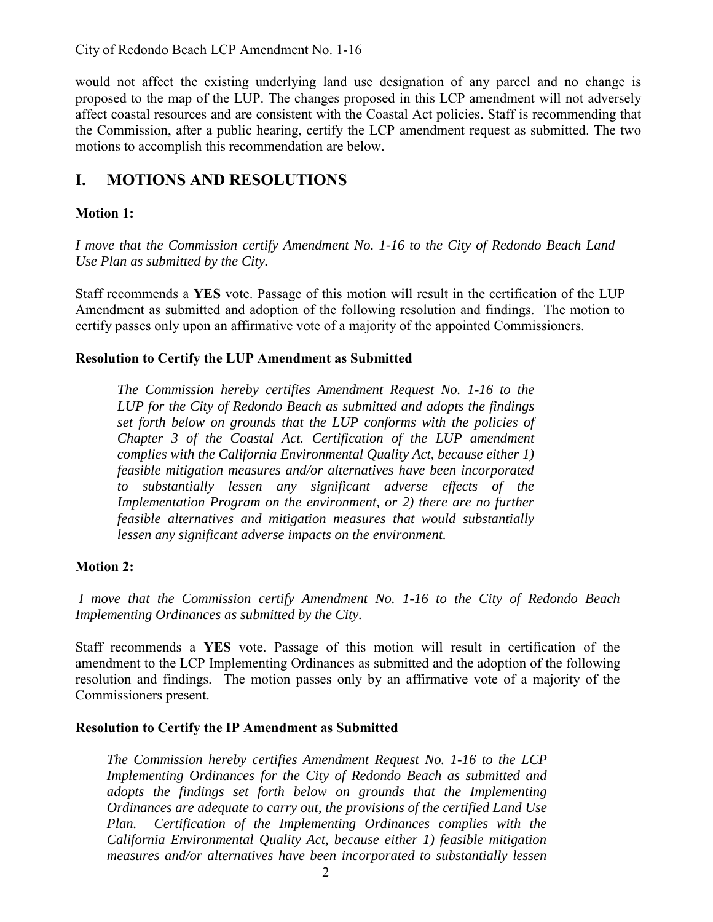would not affect the existing underlying land use designation of any parcel and no change is proposed to the map of the LUP. The changes proposed in this LCP amendment will not adversely affect coastal resources and are consistent with the Coastal Act policies. Staff is recommending that the Commission, after a public hearing, certify the LCP amendment request as submitted. The two motions to accomplish this recommendation are below.

## I. MOTIONS AND RESOLUTIONS

**Motion 1:**

*I move that the Commission certify Amendment No. 1-16 to the City of Redondo Beach Land Use Plan as submitted by the City.*

Staff recommends a **YES** vote. Passage of this motion will result in the certification of the LUP Amendment as submitted and adoption of the following resolution and findings. The motion to certify passes only upon an affirmative vote of a majority of the appointed Commissioners.

**Resolution to Certify the LUP Amendment as Submitted**

> *The Commission hereby certifies Amendment Request No. 1-16 to the LUP for the City of Redondo Beach as submitted and adopts the findings set forth below on grounds that the LUP conforms with the policies of Chapter 3 of the Coastal Act. Certification of the LUP amendment complies with the California Environmental Quality Act, because either 1) feasible mitigation measures and/or alternatives have been incorporated to substantially lessen any significant adverse effects of the Implementation Program on the environment, or 2) there are no further feasible alternatives and mitigation measures that would substantially lessen any significant adverse impacts on the environment.*

**Motion 2:**

*I move that the Commission certify Amendment No. 1-16 to the City of Redondo Beach Implementing Ordinances as submitted by the City.*

Staff recommends a **YES** vote. Passage of this motion will result in certification of the amendment to the LCP Implementing Ordinances as submitted and the adoption of the following resolution and findings. The motion passes only by an affirmative vote of a majority of the Commissioners present.

**Resolution to Certify the IP Amendment as Submitted**

> *The Commission hereby certifies Amendment Request No. 1-16 to the LCP Implementing Ordinances for the City of Redondo Beach as submitted and adopts the findings set forth below on grounds that the Implementing Ordinances are adequate to carry out, the provisions of the certified Land Use Plan. Certification of the Implementing Ordinances complies with the California Environmental Quality Act, because either 1) feasible mitigation measures and/or alternatives have been incorporated to substantially lessen*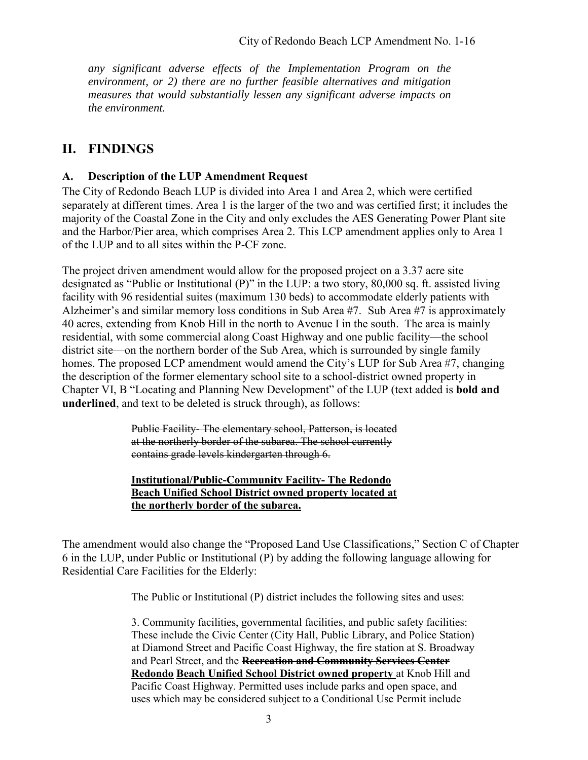*any significant adverse effects of the Implementation Program on the environment, or 2) there are no further feasible alternatives and mitigation measures that would substantially lessen any significant adverse impacts on the environment.*

## II. FINDINGS

### A. Description of the LUP Amendment Request

The City of Redondo Beach LUP is divided into Area 1 and Area 2, which were certified separately at different times. Area 1 is the larger of the two and was certified first; it includes the majority of the Coastal Zone in the City and only excludes the AES Generating Power Plant site and the Harbor/Pier area, which comprises Area 2. This LCP amendment applies only to Area 1 of the LUP and to all sites within the P-CF zone.

The project driven amendment would allow for the proposed project on a 3.37 acre site designated as "Public or Institutional (P)" in the LUP: a two story, 80,000 sq. ft. assisted living facility with 96 residential suites (maximum 130 beds) to accommodate elderly patients with Alzheimer's and similar memory loss conditions in Sub Area #7. Sub Area #7 is approximately 40 acres, extending from Knob Hill in the north to Avenue I in the south. The area is mainly residential, with some commercial along Coast Highway and one public facility—the school district site—on the northern border of the Sub Area, which is surrounded by single family homes. The proposed LCP amendment would amend the City's LUP for Sub Area #7, changing the description of the former elementary school site to a school-district owned property in Chapter VI, B "Locating and Planning New Development" of the LUP (text added is **bold and underlined**, and text to be deleted is struck through), as follows:

> ~~Public Facility- The elementary school, Patterson, is located at the northerly border of the subarea. The school currently contains grade levels kindergarten through 6.~~
>
> **<u>Institutional/Public-Community Facility- The Redondo Beach Unified School District owned property located at the northerly border of the subarea.</u>**

The amendment would also change the "Proposed Land Use Classifications," Section C of Chapter 6 in the LUP, under Public or Institutional (P) by adding the following language allowing for Residential Care Facilities for the Elderly:

> The Public or Institutional (P) district includes the following sites and uses:
>
> 3. Community facilities, governmental facilities, and public safety facilities: These include the Civic Center (City Hall, Public Library, and Police Station) at Diamond Street and Pacific Coast Highway, the fire station at S. Broadway and Pearl Street, and the ~~**Recreation and Community Services Center**~~ **<u>Redondo Beach Unified School District owned property</u>** at Knob Hill and Pacific Coast Highway. Permitted uses include parks and open space, and uses which may be considered subject to a Conditional Use Permit include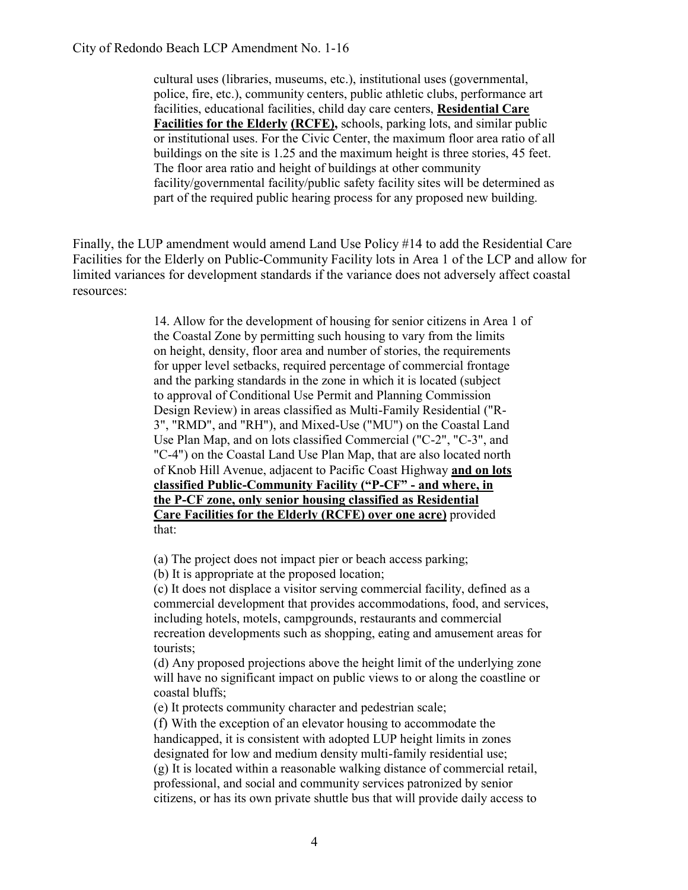cultural uses (libraries, museums, etc.), institutional uses (governmental, police, fire, etc.), community centers, public athletic clubs, performance art facilities, educational facilities, child day care centers, **Residential Care Facilities for the Elderly (RCFE),** schools, parking lots, and similar public or institutional uses. For the Civic Center, the maximum floor area ratio of all buildings on the site is 1.25 and the maximum height is three stories, 45 feet. The floor area ratio and height of buildings at other community facility/governmental facility/public safety facility sites will be determined as part of the required public hearing process for any proposed new building.

Finally, the LUP amendment would amend Land Use Policy #14 to add the Residential Care Facilities for the Elderly on Public-Community Facility lots in Area 1 of the LCP and allow for limited variances for development standards if the variance does not adversely affect coastal resources:

> 14. Allow for the development of housing for senior citizens in Area 1 of the Coastal Zone by permitting such housing to vary from the limits on height, density, floor area and number of stories, the requirements for upper level setbacks, required percentage of commercial frontage and the parking standards in the zone in which it is located (subject to approval of Conditional Use Permit and Planning Commission Design Review) in areas classified as Multi-Family Residential ("R-3", "RMD", and "RH"), and Mixed-Use ("MU") on the Coastal Land Use Plan Map, and on lots classified Commercial ("C-2", "C-3", and "C-4") on the Coastal Land Use Plan Map, that are also located north of Knob Hill Avenue, adjacent to Pacific Coast Highway **and on lots classified Public-Community Facility ("P-CF" - and where, in the P-CF zone, only senior housing classified as Residential Care Facilities for the Elderly (RCFE) over one acre)** provided that:
>
> (a) The project does not impact pier or beach access parking;
> (b) It is appropriate at the proposed location;
> (c) It does not displace a visitor serving commercial facility, defined as a commercial development that provides accommodations, food, and services, including hotels, motels, campgrounds, restaurants and commercial recreation developments such as shopping, eating and amusement areas for tourists;
> (d) Any proposed projections above the height limit of the underlying zone will have no significant impact on public views to or along the coastline or coastal bluffs;
> (e) It protects community character and pedestrian scale;
> (f) With the exception of an elevator housing to accommodate the handicapped, it is consistent with adopted LUP height limits in zones designated for low and medium density multi-family residential use;
> (g) It is located within a reasonable walking distance of commercial retail, professional, and social and community services patronized by senior citizens, or has its own private shuttle bus that will provide daily access to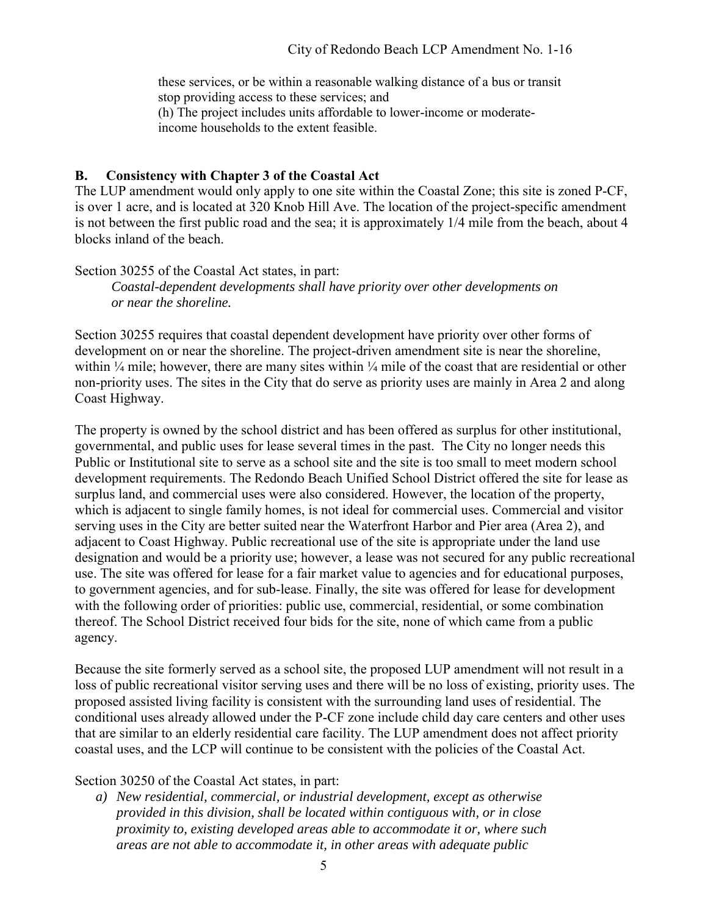these services, or be within a reasonable walking distance of a bus or transit stop providing access to these services; and
(h) The project includes units affordable to lower-income or moderate-income households to the extent feasible.

## B. Consistency with Chapter 3 of the Coastal Act

The LUP amendment would only apply to one site within the Coastal Zone; this site is zoned P-CF, is over 1 acre, and is located at 320 Knob Hill Ave. The location of the project-specific amendment is not between the first public road and the sea; it is approximately 1/4 mile from the beach, about 4 blocks inland of the beach.

Section 30255 of the Coastal Act states, in part:

> *Coastal-dependent developments shall have priority over other developments on or near the shoreline.*

Section 30255 requires that coastal dependent development have priority over other forms of development on or near the shoreline. The project-driven amendment site is near the shoreline, within ¼ mile; however, there are many sites within ¼ mile of the coast that are residential or other non-priority uses. The sites in the City that do serve as priority uses are mainly in Area 2 and along Coast Highway.

The property is owned by the school district and has been offered as surplus for other institutional, governmental, and public uses for lease several times in the past. The City no longer needs this Public or Institutional site to serve as a school site and the site is too small to meet modern school development requirements. The Redondo Beach Unified School District offered the site for lease as surplus land, and commercial uses were also considered. However, the location of the property, which is adjacent to single family homes, is not ideal for commercial uses. Commercial and visitor serving uses in the City are better suited near the Waterfront Harbor and Pier area (Area 2), and adjacent to Coast Highway. Public recreational use of the site is appropriate under the land use designation and would be a priority use; however, a lease was not secured for any public recreational use. The site was offered for lease for a fair market value to agencies and for educational purposes, to government agencies, and for sub-lease. Finally, the site was offered for lease for development with the following order of priorities: public use, commercial, residential, or some combination thereof. The School District received four bids for the site, none of which came from a public agency.

Because the site formerly served as a school site, the proposed LUP amendment will not result in a loss of public recreational visitor serving uses and there will be no loss of existing, priority uses. The proposed assisted living facility is consistent with the surrounding land uses of residential. The conditional uses already allowed under the P-CF zone include child day care centers and other uses that are similar to an elderly residential care facility. The LUP amendment does not affect priority coastal uses, and the LCP will continue to be consistent with the policies of the Coastal Act.

Section 30250 of the Coastal Act states, in part:

> *a) New residential, commercial, or industrial development, except as otherwise provided in this division, shall be located within contiguous with, or in close proximity to, existing developed areas able to accommodate it or, where such areas are not able to accommodate it, in other areas with adequate public*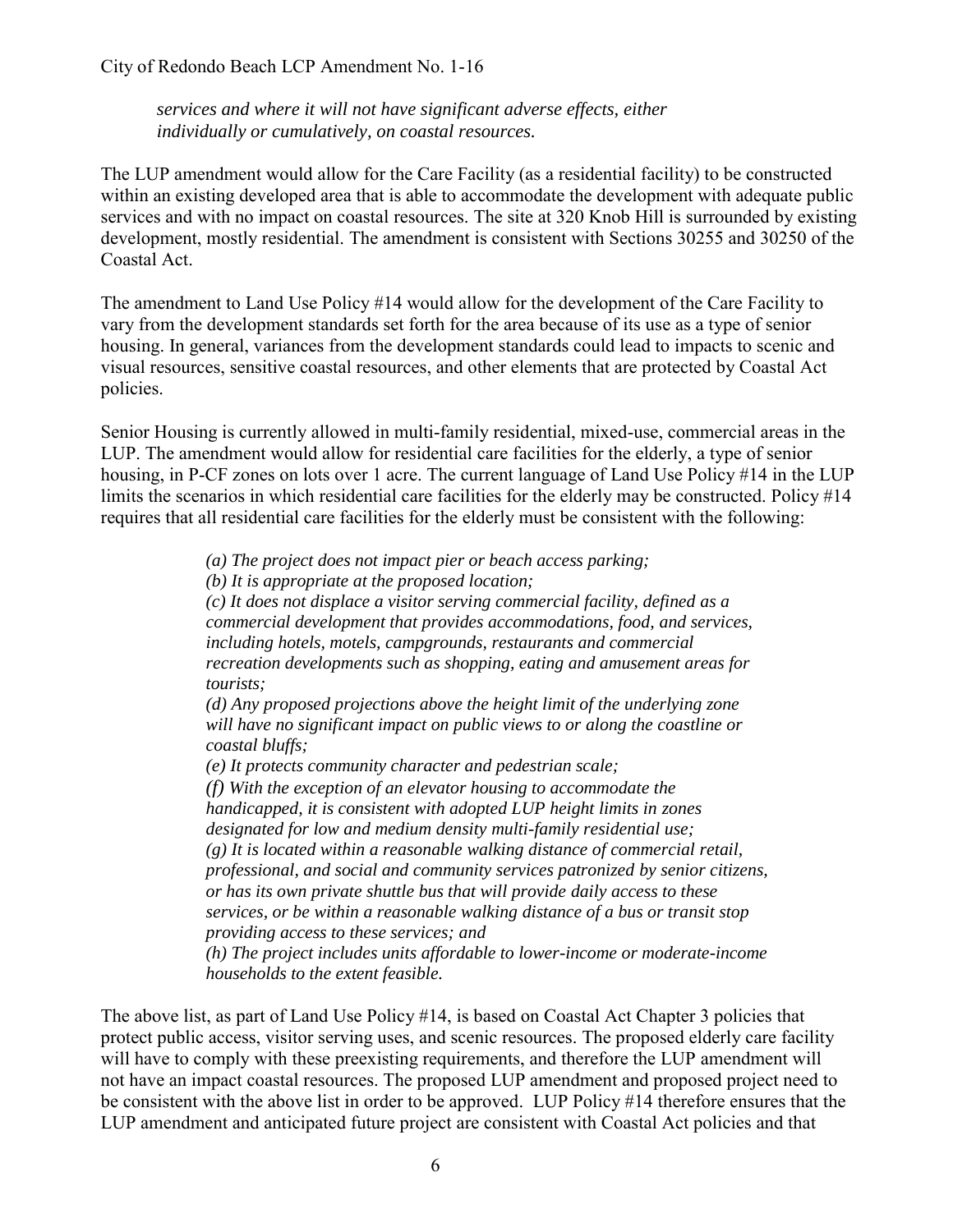*services and where it will not have significant adverse effects, either individually or cumulatively, on coastal resources.*

The LUP amendment would allow for the Care Facility (as a residential facility) to be constructed within an existing developed area that is able to accommodate the development with adequate public services and with no impact on coastal resources. The site at 320 Knob Hill is surrounded by existing development, mostly residential. The amendment is consistent with Sections 30255 and 30250 of the Coastal Act.

The amendment to Land Use Policy #14 would allow for the development of the Care Facility to vary from the development standards set forth for the area because of its use as a type of senior housing. In general, variances from the development standards could lead to impacts to scenic and visual resources, sensitive coastal resources, and other elements that are protected by Coastal Act policies.

Senior Housing is currently allowed in multi-family residential, mixed-use, commercial areas in the LUP. The amendment would allow for residential care facilities for the elderly, a type of senior housing, in P-CF zones on lots over 1 acre. The current language of Land Use Policy #14 in the LUP limits the scenarios in which residential care facilities for the elderly may be constructed. Policy #14 requires that all residential care facilities for the elderly must be consistent with the following:

> *(a) The project does not impact pier or beach access parking;*
> *(b) It is appropriate at the proposed location;*
> *(c) It does not displace a visitor serving commercial facility, defined as a commercial development that provides accommodations, food, and services, including hotels, motels, campgrounds, restaurants and commercial recreation developments such as shopping, eating and amusement areas for tourists;*
> *(d) Any proposed projections above the height limit of the underlying zone will have no significant impact on public views to or along the coastline or coastal bluffs;*
> *(e) It protects community character and pedestrian scale;*
> *(f) With the exception of an elevator housing to accommodate the handicapped, it is consistent with adopted LUP height limits in zones designated for low and medium density multi-family residential use;*
> *(g) It is located within a reasonable walking distance of commercial retail, professional, and social and community services patronized by senior citizens, or has its own private shuttle bus that will provide daily access to these services, or be within a reasonable walking distance of a bus or transit stop providing access to these services; and*
> *(h) The project includes units affordable to lower-income or moderate-income households to the extent feasible.*

The above list, as part of Land Use Policy #14, is based on Coastal Act Chapter 3 policies that protect public access, visitor serving uses, and scenic resources. The proposed elderly care facility will have to comply with these preexisting requirements, and therefore the LUP amendment will not have an impact coastal resources. The proposed LUP amendment and proposed project need to be consistent with the above list in order to be approved. LUP Policy #14 therefore ensures that the LUP amendment and anticipated future project are consistent with Coastal Act policies and that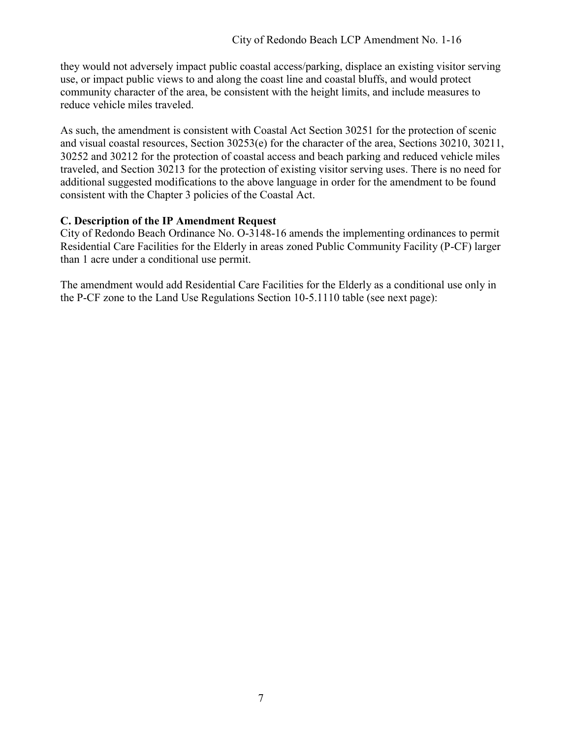they would not adversely impact public coastal access/parking, displace an existing visitor serving use, or impact public views to and along the coast line and coastal bluffs, and would protect community character of the area, be consistent with the height limits, and include measures to reduce vehicle miles traveled.

As such, the amendment is consistent with Coastal Act Section 30251 for the protection of scenic and visual coastal resources, Section 30253(e) for the character of the area, Sections 30210, 30211, 30252 and 30212 for the protection of coastal access and beach parking and reduced vehicle miles traveled, and Section 30213 for the protection of existing visitor serving uses. There is no need for additional suggested modifications to the above language in order for the amendment to be found consistent with the Chapter 3 policies of the Coastal Act.

### C. Description of the IP Amendment Request

City of Redondo Beach Ordinance No. O-3148-16 amends the implementing ordinances to permit Residential Care Facilities for the Elderly in areas zoned Public Community Facility (P-CF) larger than 1 acre under a conditional use permit.

The amendment would add Residential Care Facilities for the Elderly as a conditional use only in the P-CF zone to the Land Use Regulations Section 10-5.1110 table (see next page):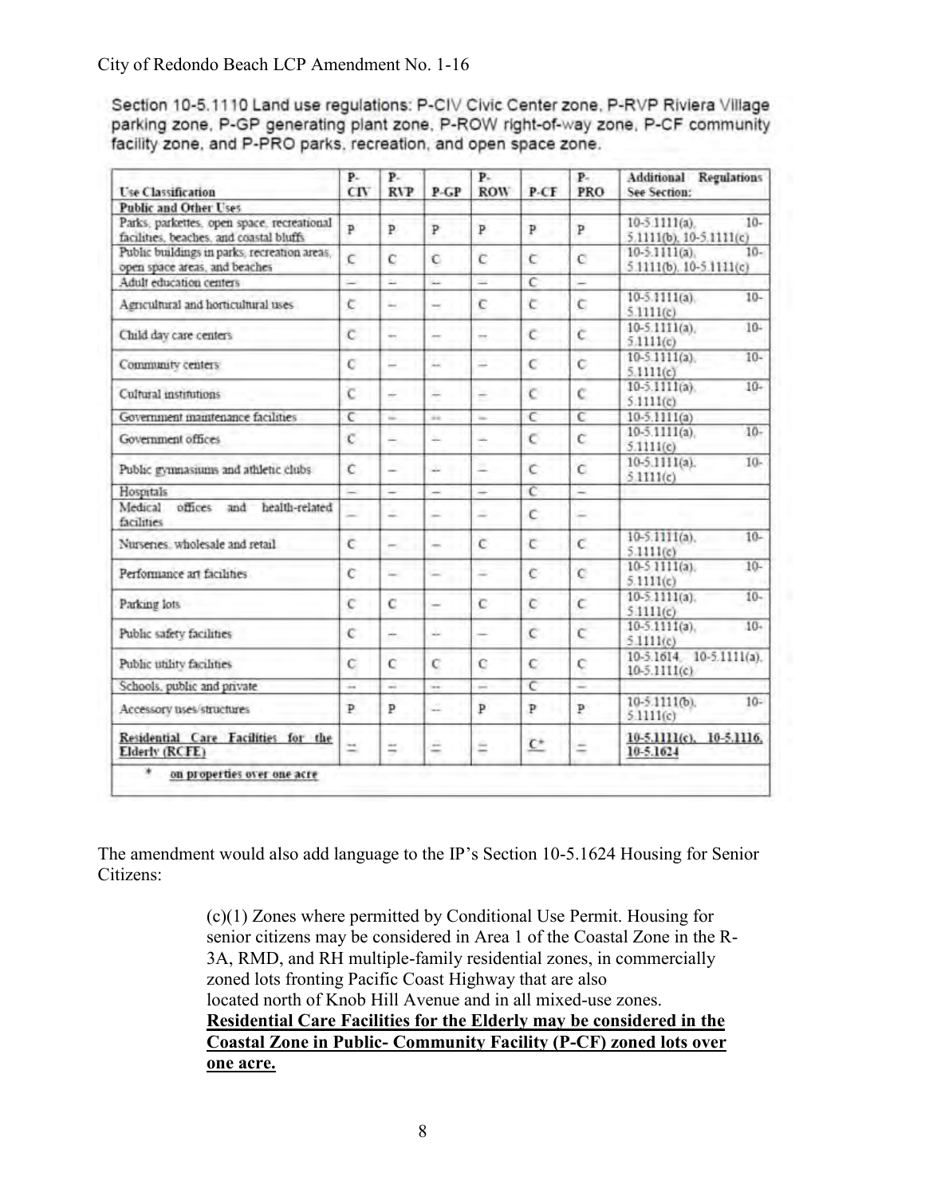Section 10-5.1110 Land use regulations: P-CIV Civic Center zone, P-RVP Riviera Village parking zone, P-GP generating plant zone, P-ROW right-of-way zone, P-CF community facility zone, and P-PRO parks, recreation, and open space zone.

| Use Classification | P-CIV | P-RVP | P-GP | P-ROW | P-CF | P-PRO | Additional Regulations See Section: |
|---|---|---|---|---|---|---|---|
| **Public and Other Uses** | | | | | | | |
| Parks, parkettes, open space, recreational facilities, beaches, and coastal bluffs | P | P | P | P | P | P | 10-5.1111(a), 10-5.1111(b), 10-5.1111(c) |
| Public buildings in parks, recreation areas, open space areas, and beaches | C | C | C | C | C | C | 10-5.1111(a), 10-5.1111(b), 10-5.1111(c) |
| Adult education centers | — | — | — | — | C | — | |
| Agricultural and horticultural uses | C | — | — | C | C | C | 10-5.1111(a), 10-5.1111(c) |
| Child day care centers | C | — | — | — | C | C | 10-5.1111(a), 10-5.1111(c) |
| Community centers | C | — | — | — | C | C | 10-5.1111(a), 10-5.1111(c) |
| Cultural institutions | C | — | — | — | C | C | 10-5.1111(a), 10-5.1111(c) |
| Government maintenance facilities | C | — | — | — | C | C | 10-5.1111(a) |
| Government offices | C | — | — | — | C | C | 10-5.1111(a), 10-5.1111(c) |
| Public gymnasiums and athletic clubs | C | — | — | — | C | C | 10-5.1111(a), 10-5.1111(c) |
| Hospitals | — | — | — | — | C | — | |
| Medical offices and health-related facilities | — | — | — | — | C | — | |
| Nurseries, wholesale and retail | C | — | — | C | C | C | 10-5.1111(a), 10-5.1111(c) |
| Performance art facilities | C | — | — | — | C | C | 10-5.1111(a), 10-5.1111(c) |
| Parking lots | C | C | — | C | C | C | 10-5.1111(a), 10-5.1111(c) |
| Public safety facilities | C | — | — | — | C | C | 10-5.1111(a), 10-5.1111(c) |
| Public utility facilities | C | C | C | C | C | C | 10-5.1614, 10-5.1111(a), 10-5.1111(c) |
| Schools, public and private | — | — | — | — | C | — | |
| Accessory uses/structures | P | P | — | P | P | P | 10-5.1111(b), 10-5.1111(c) |
| <u>**Residential Care Facilities for the Elderly (RCFE)**</u> | <u>—</u> | <u>—</u> | <u>—</u> | <u>—</u> | <u>C*</u> | <u>—</u> | <u>10-5.1111(c), 10-5.1116, 10-5.1624</u> |
| * <u>on properties over one acre</u> | | | | | | | |

The amendment would also add language to the IP's Section 10-5.1624 Housing for Senior Citizens:

> (c)(1) Zones where permitted by Conditional Use Permit. Housing for senior citizens may be considered in Area 1 of the Coastal Zone in the R-3A, RMD, and RH multiple-family residential zones, in commercially zoned lots fronting Pacific Coast Highway that are also located north of Knob Hill Avenue and in all mixed-use zones. <u>**Residential Care Facilities for the Elderly may be considered in the Coastal Zone in Public- Community Facility (P-CF) zoned lots over one acre.**</u>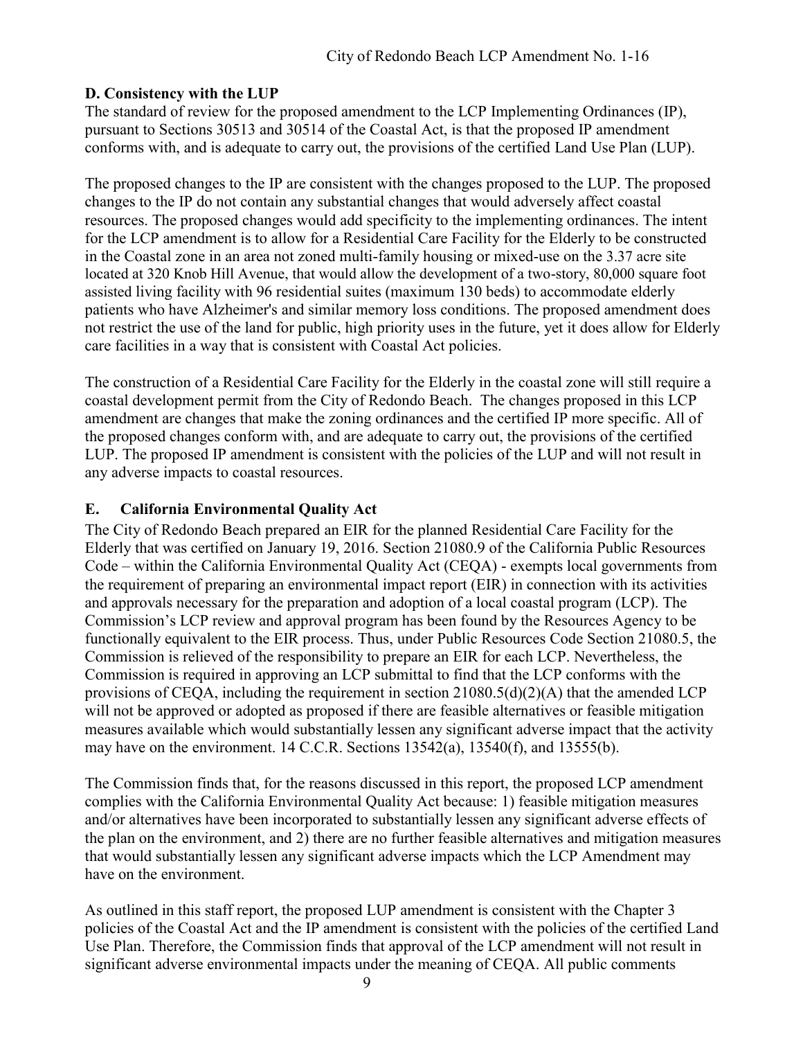## D. Consistency with the LUP

The standard of review for the proposed amendment to the LCP Implementing Ordinances (IP), pursuant to Sections 30513 and 30514 of the Coastal Act, is that the proposed IP amendment conforms with, and is adequate to carry out, the provisions of the certified Land Use Plan (LUP).

The proposed changes to the IP are consistent with the changes proposed to the LUP. The proposed changes to the IP do not contain any substantial changes that would adversely affect coastal resources. The proposed changes would add specificity to the implementing ordinances. The intent for the LCP amendment is to allow for a Residential Care Facility for the Elderly to be constructed in the Coastal zone in an area not zoned multi-family housing or mixed-use on the 3.37 acre site located at 320 Knob Hill Avenue, that would allow the development of a two-story, 80,000 square foot assisted living facility with 96 residential suites (maximum 130 beds) to accommodate elderly patients who have Alzheimer's and similar memory loss conditions. The proposed amendment does not restrict the use of the land for public, high priority uses in the future, yet it does allow for Elderly care facilities in a way that is consistent with Coastal Act policies.

The construction of a Residential Care Facility for the Elderly in the coastal zone will still require a coastal development permit from the City of Redondo Beach. The changes proposed in this LCP amendment are changes that make the zoning ordinances and the certified IP more specific. All of the proposed changes conform with, and are adequate to carry out, the provisions of the certified LUP. The proposed IP amendment is consistent with the policies of the LUP and will not result in any adverse impacts to coastal resources.

## E. California Environmental Quality Act

The City of Redondo Beach prepared an EIR for the planned Residential Care Facility for the Elderly that was certified on January 19, 2016. Section 21080.9 of the California Public Resources Code – within the California Environmental Quality Act (CEQA) - exempts local governments from the requirement of preparing an environmental impact report (EIR) in connection with its activities and approvals necessary for the preparation and adoption of a local coastal program (LCP). The Commission's LCP review and approval program has been found by the Resources Agency to be functionally equivalent to the EIR process. Thus, under Public Resources Code Section 21080.5, the Commission is relieved of the responsibility to prepare an EIR for each LCP. Nevertheless, the Commission is required in approving an LCP submittal to find that the LCP conforms with the provisions of CEQA, including the requirement in section 21080.5(d)(2)(A) that the amended LCP will not be approved or adopted as proposed if there are feasible alternatives or feasible mitigation measures available which would substantially lessen any significant adverse impact that the activity may have on the environment. 14 C.C.R. Sections 13542(a), 13540(f), and 13555(b).

The Commission finds that, for the reasons discussed in this report, the proposed LCP amendment complies with the California Environmental Quality Act because: 1) feasible mitigation measures and/or alternatives have been incorporated to substantially lessen any significant adverse effects of the plan on the environment, and 2) there are no further feasible alternatives and mitigation measures that would substantially lessen any significant adverse impacts which the LCP Amendment may have on the environment.

As outlined in this staff report, the proposed LUP amendment is consistent with the Chapter 3 policies of the Coastal Act and the IP amendment is consistent with the policies of the certified Land Use Plan. Therefore, the Commission finds that approval of the LCP amendment will not result in significant adverse environmental impacts under the meaning of CEQA. All public comments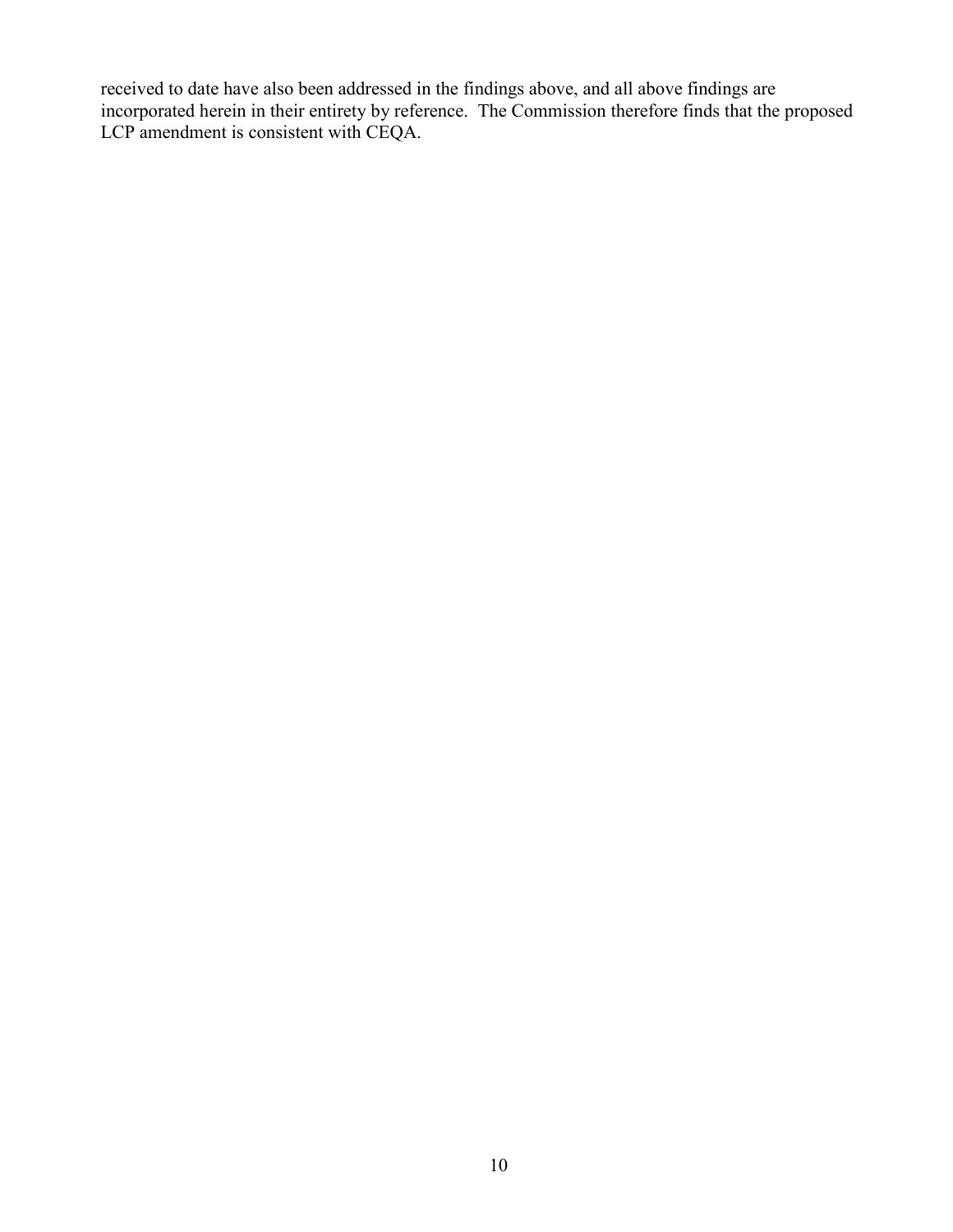received to date have also been addressed in the findings above, and all above findings are incorporated herein in their entirety by reference. The Commission therefore finds that the proposed LCP amendment is consistent with CEQA.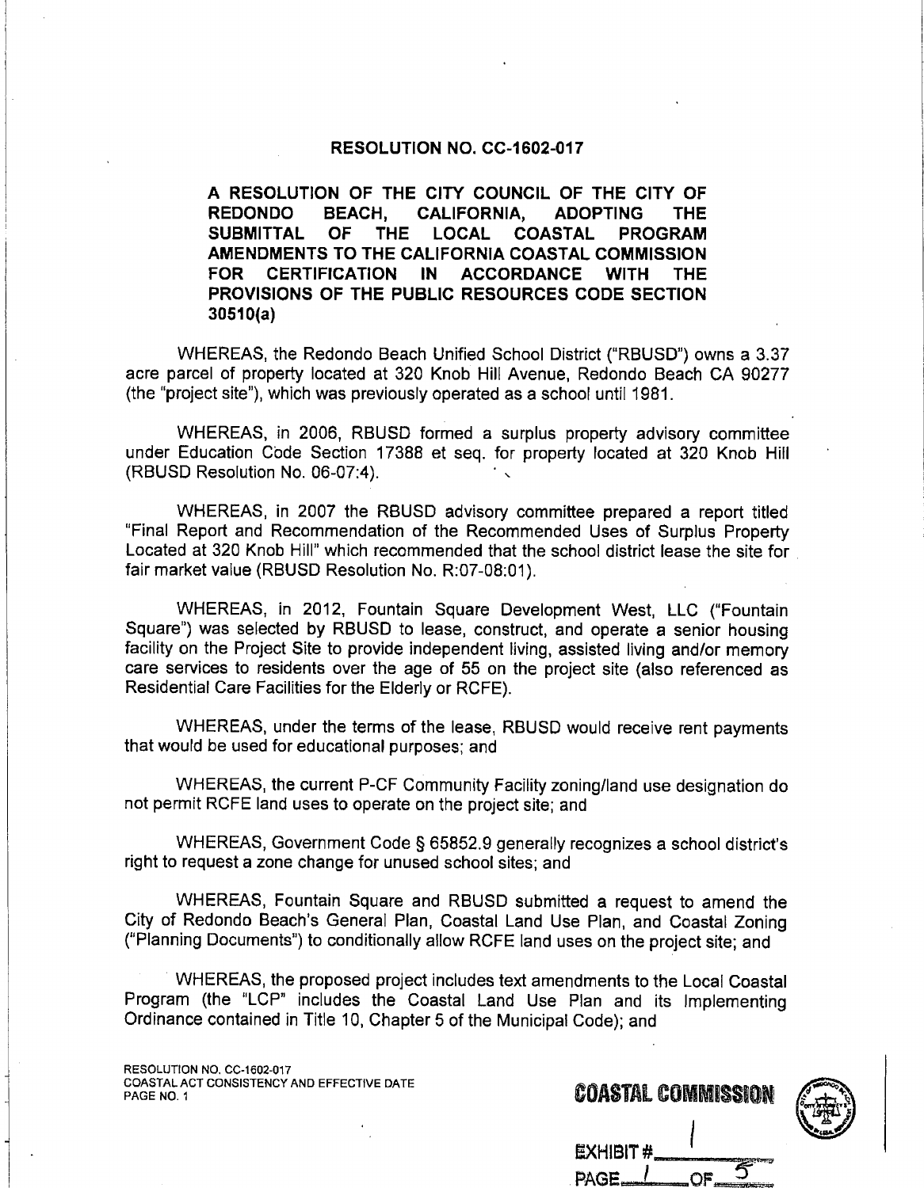# RESOLUTION NO. CC-1602-017

**A RESOLUTION OF THE CITY COUNCIL OF THE CITY OF REDONDO BEACH, CALIFORNIA, ADOPTING THE SUBMITTAL OF THE LOCAL COASTAL PROGRAM AMENDMENTS TO THE CALIFORNIA COASTAL COMMISSION FOR CERTIFICATION IN ACCORDANCE WITH THE PROVISIONS OF THE PUBLIC RESOURCES CODE SECTION 30510(a)**

WHEREAS, the Redondo Beach Unified School District ("RBUSD") owns a 3.37 acre parcel of property located at 320 Knob Hill Avenue, Redondo Beach CA 90277 (the "project site"), which was previously operated as a school until 1981.

WHEREAS, in 2006, RBUSD formed a surplus property advisory committee under Education Code Section 17388 et seq. for property located at 320 Knob Hill (RBUSD Resolution No. 06-07:4).

WHEREAS, in 2007 the RBUSD advisory committee prepared a report titled "Final Report and Recommendation of the Recommended Uses of Surplus Property Located at 320 Knob Hill" which recommended that the school district lease the site for fair market value (RBUSD Resolution No. R:07-08:01).

WHEREAS, in 2012, Fountain Square Development West, LLC ("Fountain Square") was selected by RBUSD to lease, construct, and operate a senior housing facility on the Project Site to provide independent living, assisted living and/or memory care services to residents over the age of 55 on the project site (also referenced as Residential Care Facilities for the Elderly or RCFE).

WHEREAS, under the terms of the lease, RBUSD would receive rent payments that would be used for educational purposes; and

WHEREAS, the current P-CF Community Facility zoning/land use designation do not permit RCFE land uses to operate on the project site; and

WHEREAS, Government Code § 65852.9 generally recognizes a school district's right to request a zone change for unused school sites; and

WHEREAS, Fountain Square and RBUSD submitted a request to amend the City of Redondo Beach's General Plan, Coastal Land Use Plan, and Coastal Zoning ("Planning Documents") to conditionally allow RCFE land uses on the project site; and

WHEREAS, the proposed project includes text amendments to the Local Coastal Program (the "LCP" includes the Coastal Land Use Plan and its Implementing Ordinance contained in Title 10, Chapter 5 of the Municipal Code); and

RESOLUTION NO. CC-1602-017
COASTAL ACT CONSISTENCY AND EFFECTIVE DATE

COASTAL COMMISSION
EXHIBIT # 1
PAGE 1 OF 5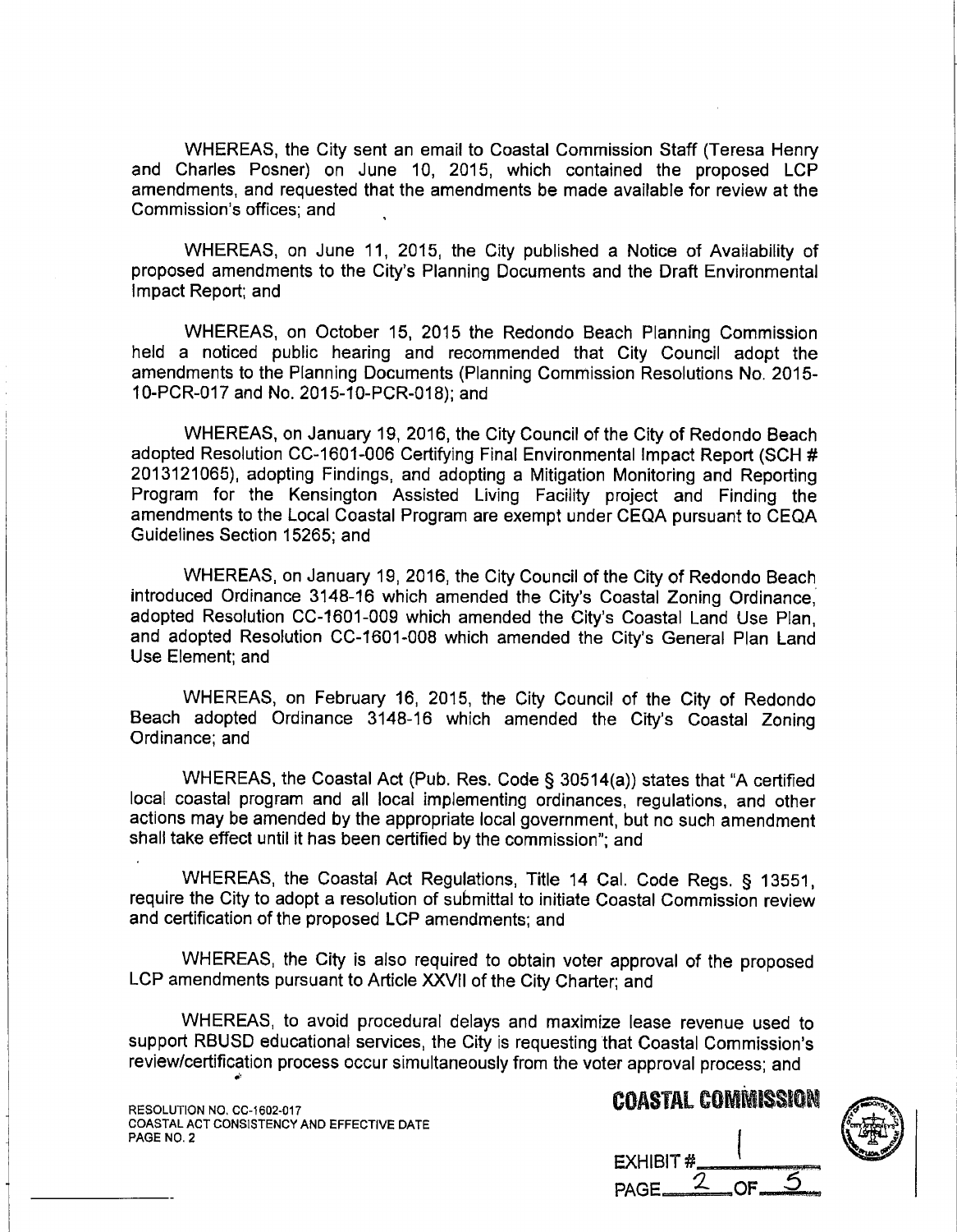WHEREAS, the City sent an email to Coastal Commission Staff (Teresa Henry and Charles Posner) on June 10, 2015, which contained the proposed LCP amendments, and requested that the amendments be made available for review at the Commission's offices; and

WHEREAS, on June 11, 2015, the City published a Notice of Availability of proposed amendments to the City's Planning Documents and the Draft Environmental Impact Report; and

WHEREAS, on October 15, 2015 the Redondo Beach Planning Commission held a noticed public hearing and recommended that City Council adopt the amendments to the Planning Documents (Planning Commission Resolutions No. 2015-10-PCR-017 and No. 2015-10-PCR-018); and

WHEREAS, on January 19, 2016, the City Council of the City of Redondo Beach adopted Resolution CC-1601-006 Certifying Final Environmental Impact Report (SCH # 2013121065), adopting Findings, and adopting a Mitigation Monitoring and Reporting Program for the Kensington Assisted Living Facility project and Finding the amendments to the Local Coastal Program are exempt under CEQA pursuant to CEQA Guidelines Section 15265; and

WHEREAS, on January 19, 2016, the City Council of the City of Redondo Beach introduced Ordinance 3148-16 which amended the City's Coastal Zoning Ordinance, adopted Resolution CC-1601-009 which amended the City's Coastal Land Use Plan, and adopted Resolution CC-1601-008 which amended the City's General Plan Land Use Element; and

WHEREAS, on February 16, 2015, the City Council of the City of Redondo Beach adopted Ordinance 3148-16 which amended the City's Coastal Zoning Ordinance; and

WHEREAS, the Coastal Act (Pub. Res. Code § 30514(a)) states that "A certified local coastal program and all local implementing ordinances, regulations, and other actions may be amended by the appropriate local government, but no such amendment shall take effect until it has been certified by the commission"; and

WHEREAS, the Coastal Act Regulations, Title 14 Cal. Code Regs. § 13551, require the City to adopt a resolution of submittal to initiate Coastal Commission review and certification of the proposed LCP amendments; and

WHEREAS, the City is also required to obtain voter approval of the proposed LCP amendments pursuant to Article XXVII of the City Charter; and

WHEREAS, to avoid procedural delays and maximize lease revenue used to support RBUSD educational services, the City is requesting that Coastal Commission's review/certification process occur simultaneously from the voter approval process; and

RESOLUTION NO. CC-1602-017
COASTAL ACT CONSISTENCY AND EFFECTIVE DATE
PAGE NO. 2

COASTAL COMMISSION

EXHIBIT # 1

PAGE 2 OF 5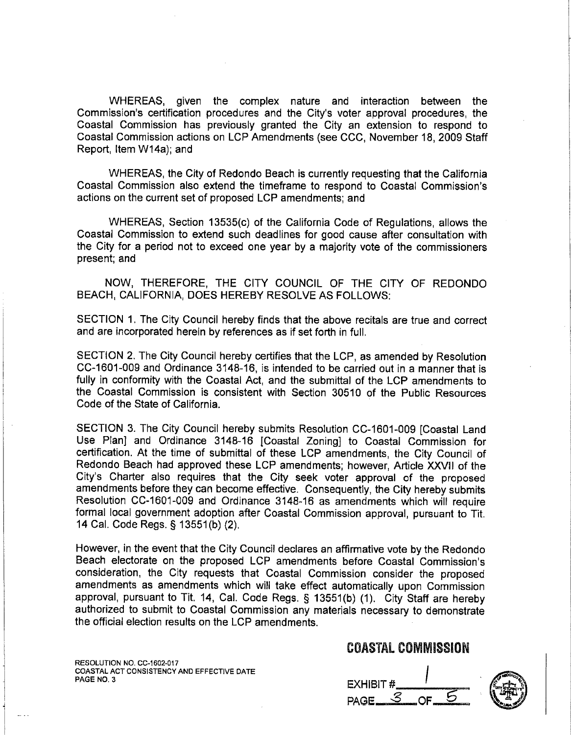WHEREAS, given the complex nature and interaction between the Commission's certification procedures and the City's voter approval procedures, the Coastal Commission has previously granted the City an extension to respond to Coastal Commission actions on LCP Amendments (see CCC, November 18, 2009 Staff Report, Item W14a); and

WHEREAS, the City of Redondo Beach is currently requesting that the California Coastal Commission also extend the timeframe to respond to Coastal Commission's actions on the current set of proposed LCP amendments; and

WHEREAS, Section 13535(c) of the California Code of Regulations, allows the Coastal Commission to extend such deadlines for good cause after consultation with the City for a period not to exceed one year by a majority vote of the commissioners present; and

NOW, THEREFORE, THE CITY COUNCIL OF THE CITY OF REDONDO BEACH, CALIFORNIA, DOES HEREBY RESOLVE AS FOLLOWS:

SECTION 1. The City Council hereby finds that the above recitals are true and correct and are incorporated herein by references as if set forth in full.

SECTION 2. The City Council hereby certifies that the LCP, as amended by Resolution CC-1601-009 and Ordinance 3148-16, is intended to be carried out in a manner that is fully in conformity with the Coastal Act, and the submittal of the LCP amendments to the Coastal Commission is consistent with Section 30510 of the Public Resources Code of the State of California.

SECTION 3. The City Council hereby submits Resolution CC-1601-009 [Coastal Land Use Plan] and Ordinance 3148-16 [Coastal Zoning] to Coastal Commission for certification. At the time of submittal of these LCP amendments, the City Council of Redondo Beach had approved these LCP amendments; however, Article XXVII of the City's Charter also requires that the City seek voter approval of the proposed amendments before they can become effective. Consequently, the City hereby submits Resolution CC-1601-009 and Ordinance 3148-16 as amendments which will require formal local government adoption after Coastal Commission approval, pursuant to Tit. 14 Cal. Code Regs. § 13551(b) (2).

However, in the event that the City Council declares an affirmative vote by the Redondo Beach electorate on the proposed LCP amendments before Coastal Commission's consideration, the City requests that Coastal Commission consider the proposed amendments as amendments which will take effect automatically upon Commission approval, pursuant to Tit. 14, Cal. Code Regs. § 13551(b) (1). City Staff are hereby authorized to submit to Coastal Commission any materials necessary to demonstrate the official election results on the LCP amendments.

RESOLUTION NO. CC-1602-017
COASTAL ACT CONSISTENCY AND EFFECTIVE DATE
PAGE NO. 3

**COASTAL COMMISSION**

EXHIBIT # 1

PAGE 3 OF 5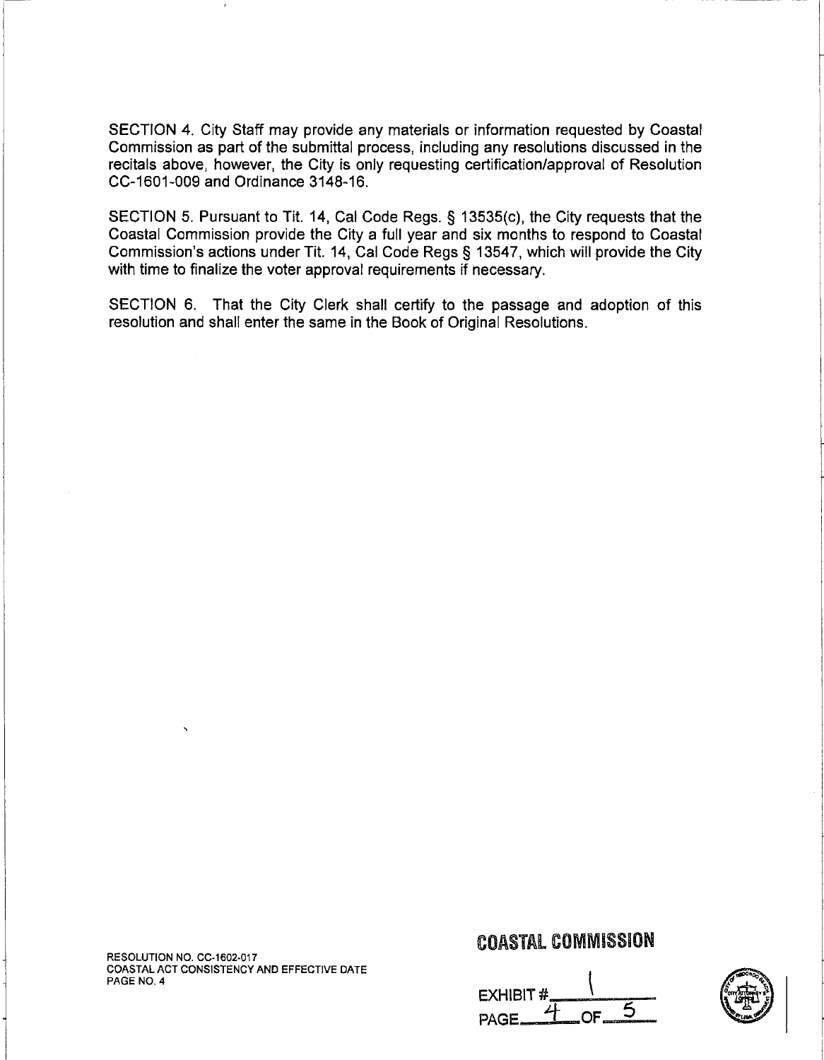SECTION 4. City Staff may provide any materials or information requested by Coastal Commission as part of the submittal process, including any resolutions discussed in the recitals above, however, the City is only requesting certification/approval of Resolution CC-1601-009 and Ordinance 3148-16.

SECTION 5. Pursuant to Tit. 14, Cal Code Regs. § 13535(c), the City requests that the Coastal Commission provide the City a full year and six months to respond to Coastal Commission's actions under Tit. 14, Cal Code Regs § 13547, which will provide the City with time to finalize the voter approval requirements if necessary.

SECTION 6. That the City Clerk shall certify to the passage and adoption of this resolution and shall enter the same in the Book of Original Resolutions.

RESOLUTION NO. CC-1602-017
COASTAL ACT CONSISTENCY AND EFFECTIVE DATE
PAGE NO. 4

COASTAL COMMISSION

EXHIBIT # 1
PAGE 4 OF 5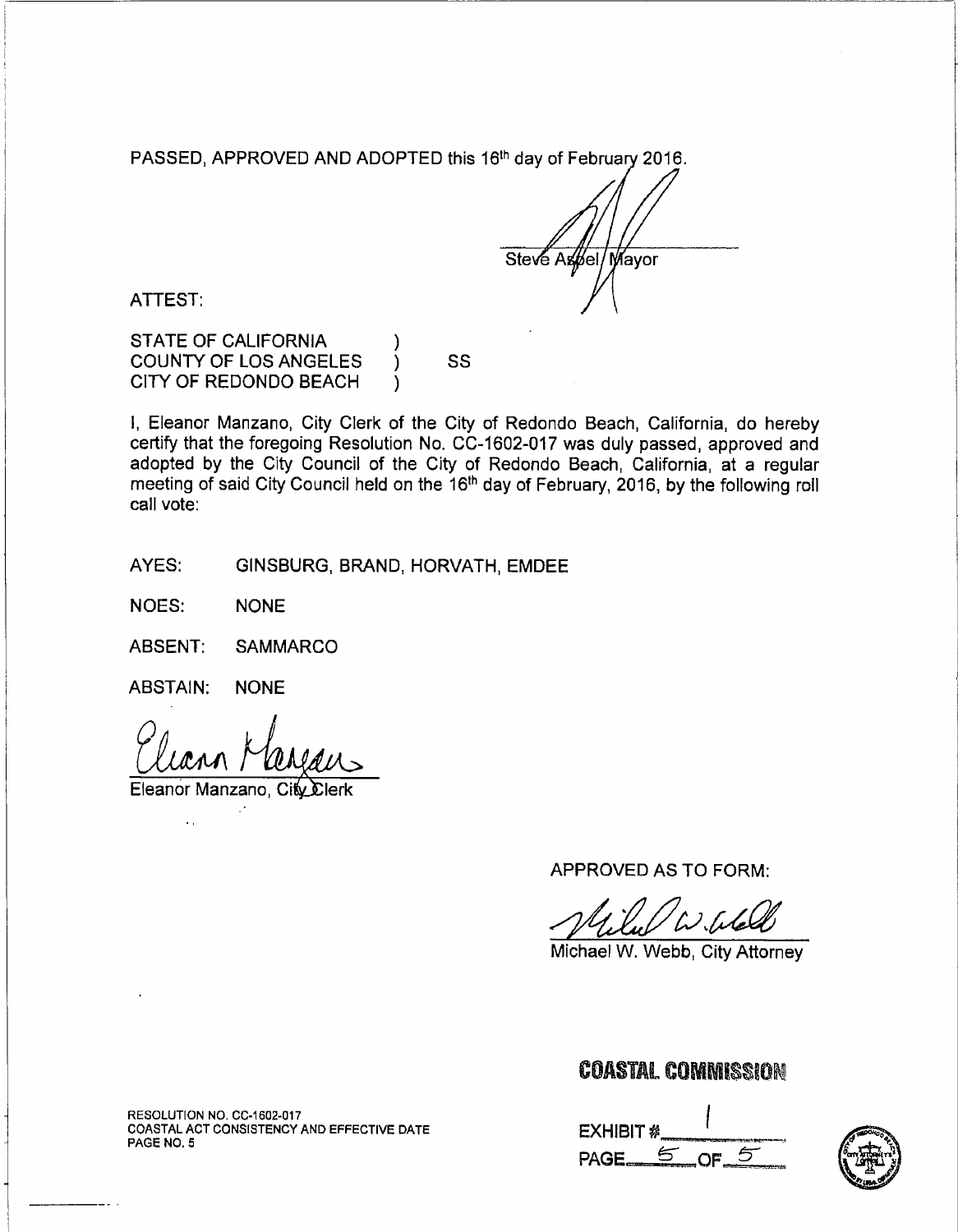PASSED, APPROVED AND ADOPTED this 16th day of February 2016.

Steve Aspel, Mayor

ATTEST:

STATE OF CALIFORNIA )
COUNTY OF LOS ANGELES ) SS
CITY OF REDONDO BEACH )

I, Eleanor Manzano, City Clerk of the City of Redondo Beach, California, do hereby certify that the foregoing Resolution No. CC-1602-017 was duly passed, approved and adopted by the City Council of the City of Redondo Beach, California, at a regular meeting of said City Council held on the 16th day of February, 2016, by the following roll call vote:

AYES: GINSBURG, BRAND, HORVATH, EMDEE

NOES: NONE

ABSENT: SAMMARCO

ABSTAIN: NONE

Eleanor Manzano, City Clerk

APPROVED AS TO FORM:

Michael W. Webb, City Attorney

RESOLUTION NO. CC-1602-017
COASTAL ACT CONSISTENCY AND EFFECTIVE DATE
PAGE NO. 5

**COASTAL COMMISSION**

EXHIBIT # 1
PAGE 5 OF 5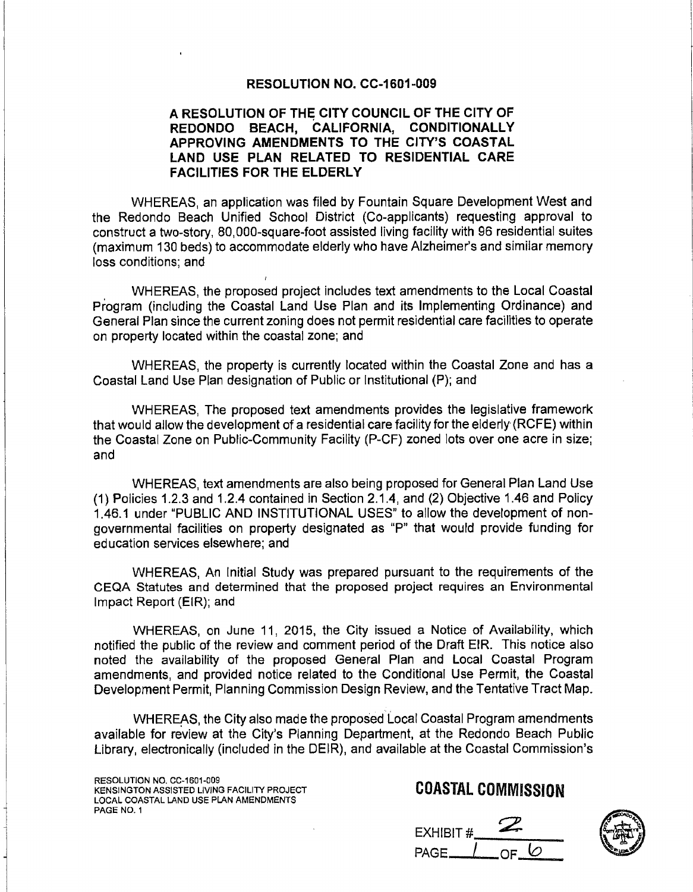**RESOLUTION NO. CC-1601-009**

**A RESOLUTION OF THE CITY COUNCIL OF THE CITY OF REDONDO BEACH, CALIFORNIA, CONDITIONALLY APPROVING AMENDMENTS TO THE CITY'S COASTAL LAND USE PLAN RELATED TO RESIDENTIAL CARE FACILITIES FOR THE ELDERLY**

WHEREAS, an application was filed by Fountain Square Development West and the Redondo Beach Unified School District (Co-applicants) requesting approval to construct a two-story, 80,000-square-foot assisted living facility with 96 residential suites (maximum 130 beds) to accommodate elderly who have Alzheimer's and similar memory loss conditions; and

WHEREAS, the proposed project includes text amendments to the Local Coastal Program (including the Coastal Land Use Plan and its Implementing Ordinance) and General Plan since the current zoning does not permit residential care facilities to operate on property located within the coastal zone; and

WHEREAS, the property is currently located within the Coastal Zone and has a Coastal Land Use Plan designation of Public or Institutional (P); and

WHEREAS, The proposed text amendments provides the legislative framework that would allow the development of a residential care facility for the elderly (RCFE) within the Coastal Zone on Public-Community Facility (P-CF) zoned lots over one acre in size; and

WHEREAS, text amendments are also being proposed for General Plan Land Use (1) Policies 1.2.3 and 1.2.4 contained in Section 2.1.4, and (2) Objective 1.46 and Policy 1.46.1 under "PUBLIC AND INSTITUTIONAL USES" to allow the development of non-governmental facilities on property designated as "P" that would provide funding for education services elsewhere; and

WHEREAS, An Initial Study was prepared pursuant to the requirements of the CEQA Statutes and determined that the proposed project requires an Environmental Impact Report (EIR); and

WHEREAS, on June 11, 2015, the City issued a Notice of Availability, which notified the public of the review and comment period of the Draft EIR. This notice also noted the availability of the proposed General Plan and Local Coastal Program amendments, and provided notice related to the Conditional Use Permit, the Coastal Development Permit, Planning Commission Design Review, and the Tentative Tract Map.

WHEREAS, the City also made the proposed Local Coastal Program amendments available for review at the City's Planning Department, at the Redondo Beach Public Library, electronically (included in the DEIR), and available at the Coastal Commission's

RESOLUTION NO. CC-1601-009
KENSINGTON ASSISTED LIVING FACILITY PROJECT
LOCAL COASTAL LAND USE PLAN AMENDMENTS
PAGE NO. 1

**COASTAL COMMISSION**

EXHIBIT # 2
PAGE 1 OF 6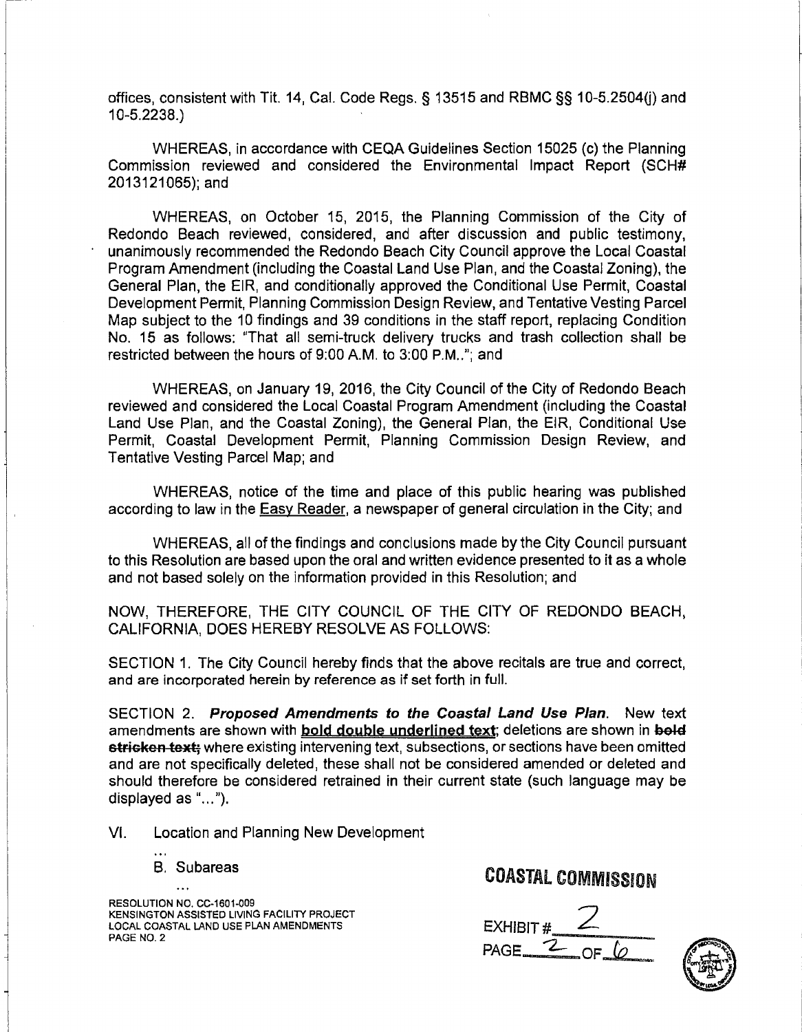offices, consistent with Tit. 14, Cal. Code Regs. § 13515 and RBMC §§ 10-5.2504(j) and 10-5.2238.)

WHEREAS, in accordance with CEQA Guidelines Section 15025 (c) the Planning Commission reviewed and considered the Environmental Impact Report (SCH# 2013121065); and

WHEREAS, on October 15, 2015, the Planning Commission of the City of Redondo Beach reviewed, considered, and after discussion and public testimony, unanimously recommended the Redondo Beach City Council approve the Local Coastal Program Amendment (including the Coastal Land Use Plan, and the Coastal Zoning), the General Plan, the EIR, and conditionally approved the Conditional Use Permit, Coastal Development Permit, Planning Commission Design Review, and Tentative Vesting Parcel Map subject to the 10 findings and 39 conditions in the staff report, replacing Condition No. 15 as follows: "That all semi-truck delivery trucks and trash collection shall be restricted between the hours of 9:00 A.M. to 3:00 P.M.."; and

WHEREAS, on January 19, 2016, the City Council of the City of Redondo Beach reviewed and considered the Local Coastal Program Amendment (including the Coastal Land Use Plan, and the Coastal Zoning), the General Plan, the EIR, Conditional Use Permit, Coastal Development Permit, Planning Commission Design Review, and Tentative Vesting Parcel Map; and

WHEREAS, notice of the time and place of this public hearing was published according to law in the Easy Reader, a newspaper of general circulation in the City; and

WHEREAS, all of the findings and conclusions made by the City Council pursuant to this Resolution are based upon the oral and written evidence presented to it as a whole and not based solely on the information provided in this Resolution; and

NOW, THEREFORE, THE CITY COUNCIL OF THE CITY OF REDONDO BEACH, CALIFORNIA, DOES HEREBY RESOLVE AS FOLLOWS:

SECTION 1. The City Council hereby finds that the above recitals are true and correct, and are incorporated herein by reference as if set forth in full.

SECTION 2. ***Proposed Amendments to the Coastal Land Use Plan.*** New text amendments are shown with **bold double underlined text**; deletions are shown in ~~**bold stricken text**~~; where existing intervening text, subsections, or sections have been omitted and are not specifically deleted, these shall not be considered amended or deleted and should therefore be considered retrained in their current state (such language may be displayed as "...").

VI. Location and Planning New Development

...

B. Subareas

...

RESOLUTION NO. CC-1601-009
KENSINGTON ASSISTED LIVING FACILITY PROJECT
LOCAL COASTAL LAND USE PLAN AMENDMENTS
PAGE NO. 2

COASTAL COMMISSION

EXHIBIT # 2

PAGE 2 OF 6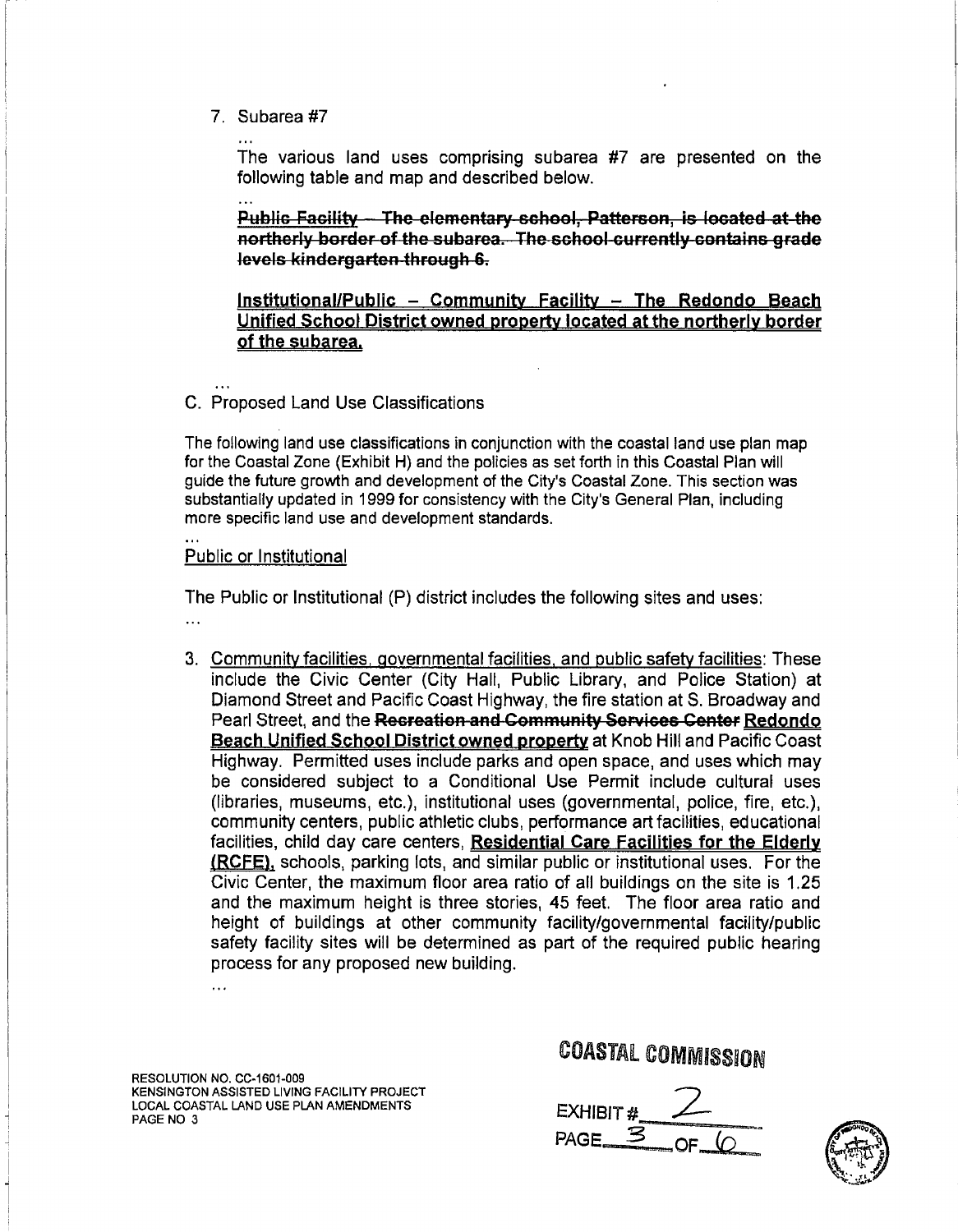7. Subarea #7

   ...

   The various land uses comprising subarea #7 are presented on the following table and map and described below.

   ...

   ~~**Public Facility – The elementary school, Patterson, is located at the northerly border of the subarea. The school currently contains grade levels kindergarten through 6.**~~

   **<u>Institutional/Public – Community Facility – The Redondo Beach Unified School District owned property located at the northerly border of the subarea.</u>**

...

C. Proposed Land Use Classifications

The following land use classifications in conjunction with the coastal land use plan map for the Coastal Zone (Exhibit H) and the policies as set forth in this Coastal Plan will guide the future growth and development of the City's Coastal Zone. This section was substantially updated in 1999 for consistency with the City's General Plan, including more specific land use and development standards.

...

<u>Public or Institutional</u>

The Public or Institutional (P) district includes the following sites and uses:

...

3. <u>Community facilities, governmental facilities, and public safety facilities</u>: These include the Civic Center (City Hall, Public Library, and Police Station) at Diamond Street and Pacific Coast Highway, the fire station at S. Broadway and Pearl Street, and the ~~**Recreation and Community Services Center**~~ **<u>Redondo Beach Unified School District owned property</u>** at Knob Hill and Pacific Coast Highway. Permitted uses include parks and open space, and uses which may be considered subject to a Conditional Use Permit include cultural uses (libraries, museums, etc.), institutional uses (governmental, police, fire, etc.), community centers, public athletic clubs, performance art facilities, educational facilities, child day care centers, **<u>Residential Care Facilities for the Elderly (RCFE),</u>** schools, parking lots, and similar public or institutional uses. For the Civic Center, the maximum floor area ratio of all buildings on the site is 1.25 and the maximum height is three stories, 45 feet. The floor area ratio and height of buildings at other community facility/governmental facility/public safety facility sites will be determined as part of the required public hearing process for any proposed new building.

   ...

RESOLUTION NO. CC-1601-009
KENSINGTON ASSISTED LIVING FACILITY PROJECT
LOCAL COASTAL LAND USE PLAN AMENDMENTS
PAGE NO 3

COASTAL COMMISSION

EXHIBIT # 2

PAGE 3 OF 6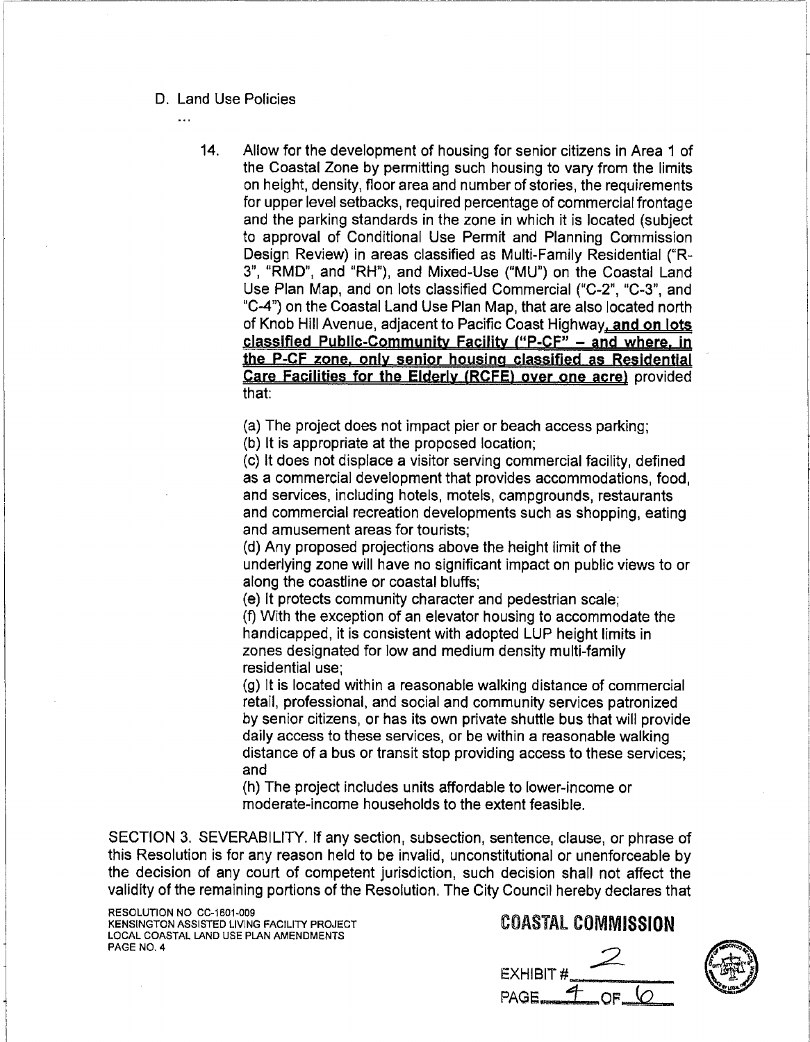D. Land Use Policies

...

14. Allow for the development of housing for senior citizens in Area 1 of the Coastal Zone by permitting such housing to vary from the limits on height, density, floor area and number of stories, the requirements for upper level setbacks, required percentage of commercial frontage and the parking standards in the zone in which it is located (subject to approval of Conditional Use Permit and Planning Commission Design Review) in areas classified as Multi-Family Residential ("R-3", "RMD", and "RH"), and Mixed-Use ("MU") on the Coastal Land Use Plan Map, and on lots classified Commercial ("C-2", "C-3", and "C-4") on the Coastal Land Use Plan Map, that are also located north of Knob Hill Avenue, adjacent to Pacific Coast Highway**, and on lots classified Public-Community Facility ("P-CF" – and where, in the P-CF zone, only senior housing classified as Residential Care Facilities for the Elderly (RCFE) over one acre)** provided that:

    (a) The project does not impact pier or beach access parking;
    (b) It is appropriate at the proposed location;
    (c) It does not displace a visitor serving commercial facility, defined as a commercial development that provides accommodations, food, and services, including hotels, motels, campgrounds, restaurants and commercial recreation developments such as shopping, eating and amusement areas for tourists;
    (d) Any proposed projections above the height limit of the underlying zone will have no significant impact on public views to or along the coastline or coastal bluffs;
    (e) It protects community character and pedestrian scale;
    (f) With the exception of an elevator housing to accommodate the handicapped, it is consistent with adopted LUP height limits in zones designated for low and medium density multi-family residential use;
    (g) It is located within a reasonable walking distance of commercial retail, professional, and social and community services patronized by senior citizens, or has its own private shuttle bus that will provide daily access to these services, or be within a reasonable walking distance of a bus or transit stop providing access to these services; and
    (h) The project includes units affordable to lower-income or moderate-income households to the extent feasible.

SECTION 3. SEVERABILITY. If any section, subsection, sentence, clause, or phrase of this Resolution is for any reason held to be invalid, unconstitutional or unenforceable by the decision of any court of competent jurisdiction, such decision shall not affect the validity of the remaining portions of the Resolution. The City Council hereby declares that

RESOLUTION NO CC-1601-009
KENSINGTON ASSISTED LIVING FACILITY PROJECT
LOCAL COASTAL LAND USE PLAN AMENDMENTS
PAGE NO. 4

COASTAL COMMISSION
EXHIBIT # 2
PAGE 4 OF 6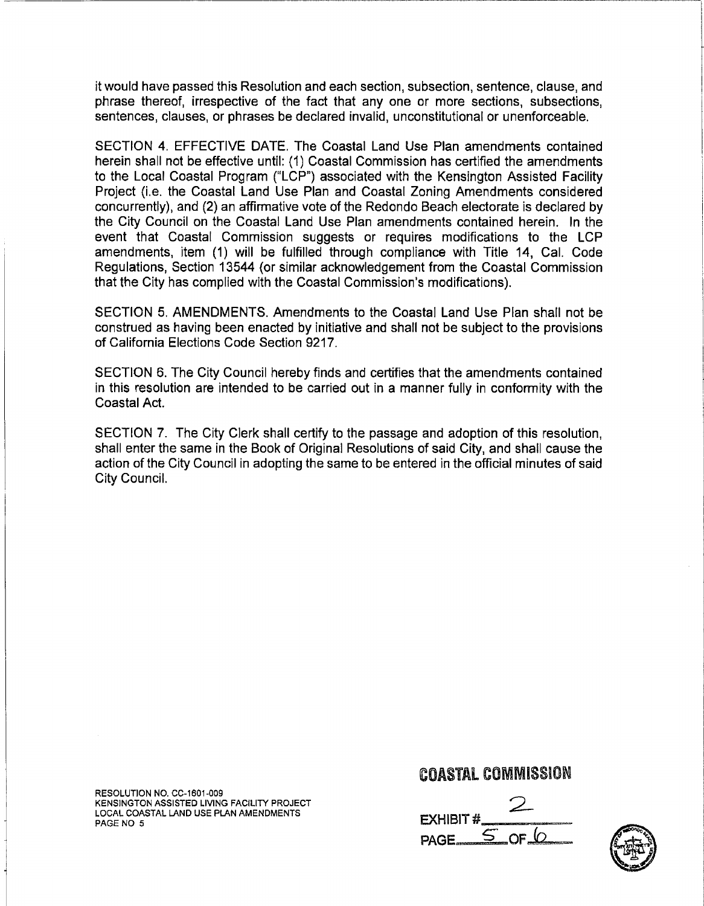it would have passed this Resolution and each section, subsection, sentence, clause, and phrase thereof, irrespective of the fact that any one or more sections, subsections, sentences, clauses, or phrases be declared invalid, unconstitutional or unenforceable.

SECTION 4. EFFECTIVE DATE. The Coastal Land Use Plan amendments contained herein shall not be effective until: (1) Coastal Commission has certified the amendments to the Local Coastal Program ("LCP") associated with the Kensington Assisted Facility Project (i.e. the Coastal Land Use Plan and Coastal Zoning Amendments considered concurrently), and (2) an affirmative vote of the Redondo Beach electorate is declared by the City Council on the Coastal Land Use Plan amendments contained herein. In the event that Coastal Commission suggests or requires modifications to the LCP amendments, item (1) will be fulfilled through compliance with Title 14, Cal. Code Regulations, Section 13544 (or similar acknowledgement from the Coastal Commission that the City has complied with the Coastal Commission's modifications).

SECTION 5. AMENDMENTS. Amendments to the Coastal Land Use Plan shall not be construed as having been enacted by initiative and shall not be subject to the provisions of California Elections Code Section 9217.

SECTION 6. The City Council hereby finds and certifies that the amendments contained in this resolution are intended to be carried out in a manner fully in conformity with the Coastal Act.

SECTION 7. The City Clerk shall certify to the passage and adoption of this resolution, shall enter the same in the Book of Original Resolutions of said City, and shall cause the action of the City Council in adopting the same to be entered in the official minutes of said City Council.

RESOLUTION NO. CC-1601-009
KENSINGTON ASSISTED LIVING FACILITY PROJECT
LOCAL COASTAL LAND USE PLAN AMENDMENTS
PAGE NO 5

**COASTAL COMMISSION**

EXHIBIT # 2
PAGE 5 OF 6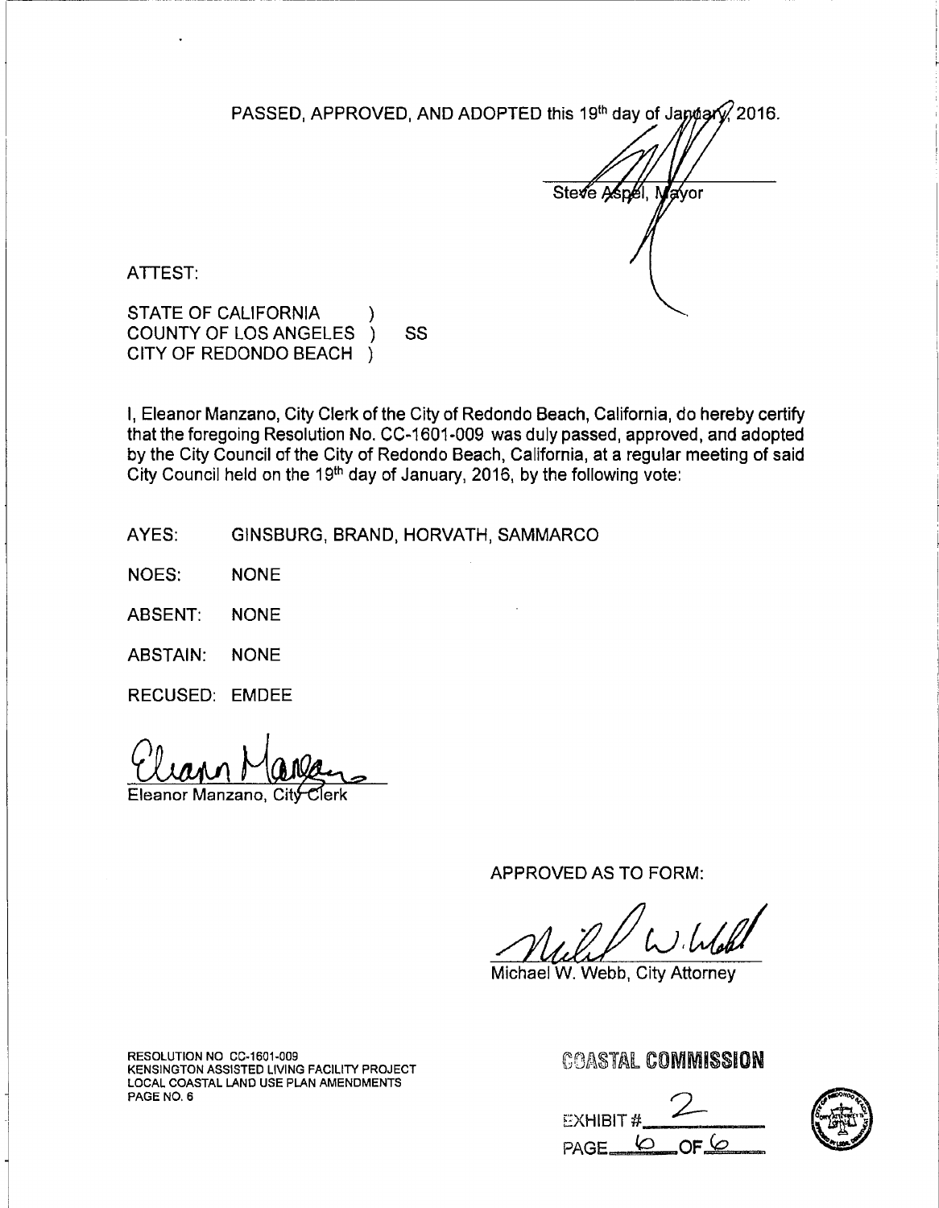PASSED, APPROVED, AND ADOPTED this 19th day of January, 2016.

Steve Aspel, Mayor

ATTEST:

STATE OF CALIFORNIA )
COUNTY OF LOS ANGELES ) SS
CITY OF REDONDO BEACH )

I, Eleanor Manzano, City Clerk of the City of Redondo Beach, California, do hereby certify that the foregoing Resolution No. CC-1601-009 was duly passed, approved, and adopted by the City Council of the City of Redondo Beach, California, at a regular meeting of said City Council held on the 19th day of January, 2016, by the following vote:

AYES: GINSBURG, BRAND, HORVATH, SAMMARCO

NOES: NONE

ABSENT: NONE

ABSTAIN: NONE

RECUSED: EMDEE

Eleanor Manzano, City Clerk

APPROVED AS TO FORM:

Michael W. Webb, City Attorney

RESOLUTION NO CC-1601-009
KENSINGTON ASSISTED LIVING FACILITY PROJECT
LOCAL COASTAL LAND USE PLAN AMENDMENTS
PAGE NO. 6

COASTAL COMMISSION

EXHIBIT # 2

PAGE 6 OF 6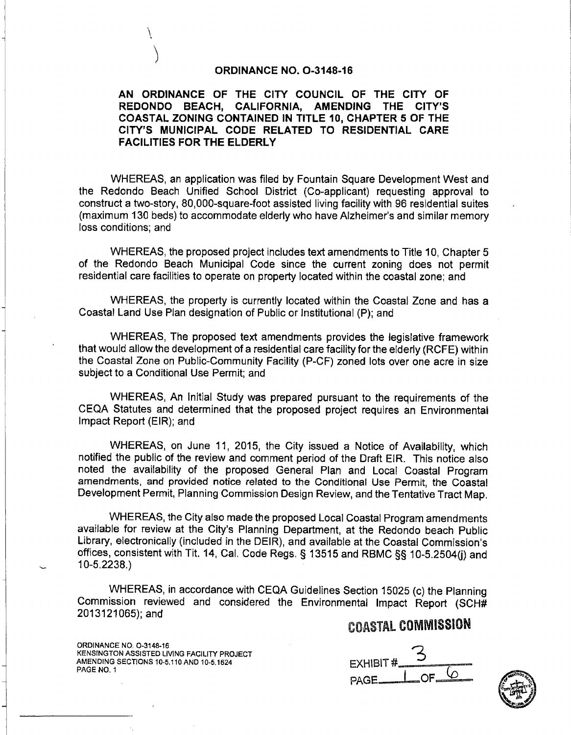# ORDINANCE NO. O-3148-16

**AN ORDINANCE OF THE CITY COUNCIL OF THE CITY OF REDONDO BEACH, CALIFORNIA, AMENDING THE CITY'S COASTAL ZONING CONTAINED IN TITLE 10, CHAPTER 5 OF THE CITY'S MUNICIPAL CODE RELATED TO RESIDENTIAL CARE FACILITIES FOR THE ELDERLY**

WHEREAS, an application was filed by Fountain Square Development West and the Redondo Beach Unified School District (Co-applicant) requesting approval to construct a two-story, 80,000-square-foot assisted living facility with 96 residential suites (maximum 130 beds) to accommodate elderly who have Alzheimer's and similar memory loss conditions; and

WHEREAS, the proposed project includes text amendments to Title 10, Chapter 5 of the Redondo Beach Municipal Code since the current zoning does not permit residential care facilities to operate on property located within the coastal zone; and

WHEREAS, the property is currently located within the Coastal Zone and has a Coastal Land Use Plan designation of Public or Institutional (P); and

WHEREAS, The proposed text amendments provides the legislative framework that would allow the development of a residential care facility for the elderly (RCFE) within the Coastal Zone on Public-Community Facility (P-CF) zoned lots over one acre in size subject to a Conditional Use Permit; and

WHEREAS, An Initial Study was prepared pursuant to the requirements of the CEQA Statutes and determined that the proposed project requires an Environmental Impact Report (EIR); and

WHEREAS, on June 11, 2015, the City issued a Notice of Availability, which notified the public of the review and comment period of the Draft EIR. This notice also noted the availability of the proposed General Plan and Local Coastal Program amendments, and provided notice related to the Conditional Use Permit, the Coastal Development Permit, Planning Commission Design Review, and the Tentative Tract Map.

WHEREAS, the City also made the proposed Local Coastal Program amendments available for review at the City's Planning Department, at the Redondo beach Public Library, electronically (included in the DEIR), and available at the Coastal Commission's offices, consistent with Tit. 14, Cal. Code Regs. § 13515 and RBMC §§ 10-5.2504(j) and 10-5.2238.)

WHEREAS, in accordance with CEQA Guidelines Section 15025 (c) the Planning Commission reviewed and considered the Environmental Impact Report (SCH# 2013121065); and

ORDINANCE NO. O-3148-16
KENSINGTON ASSISTED LIVING FACILITY PROJECT
AMENDING SECTIONS 10-5.110 AND 10-5.1624
PAGE NO. 1

COASTAL COMMISSION
EXHIBIT # 3
PAGE 1 OF 6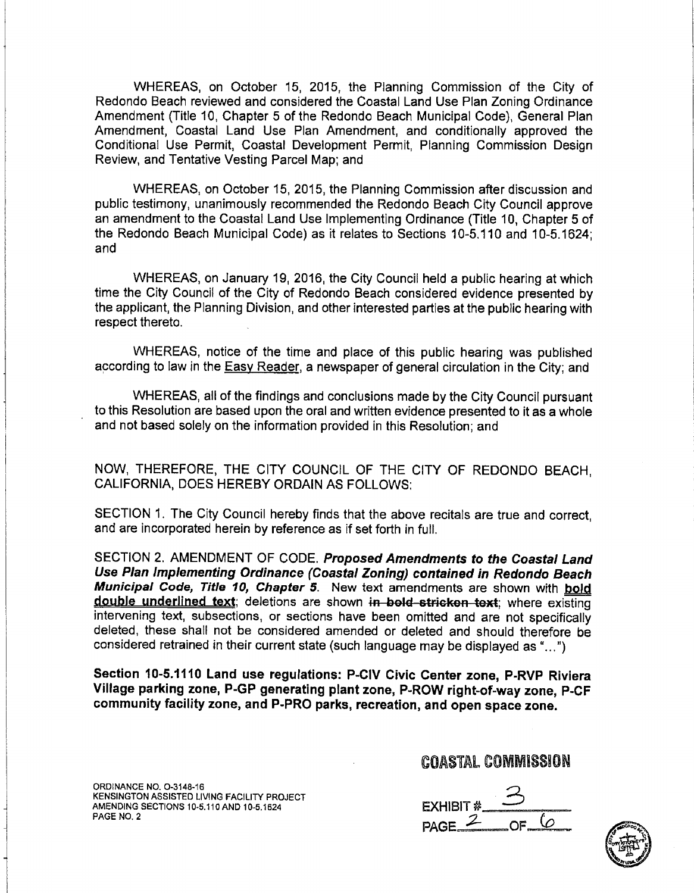WHEREAS, on October 15, 2015, the Planning Commission of the City of Redondo Beach reviewed and considered the Coastal Land Use Plan Zoning Ordinance Amendment (Title 10, Chapter 5 of the Redondo Beach Municipal Code), General Plan Amendment, Coastal Land Use Plan Amendment, and conditionally approved the Conditional Use Permit, Coastal Development Permit, Planning Commission Design Review, and Tentative Vesting Parcel Map; and

WHEREAS, on October 15, 2015, the Planning Commission after discussion and public testimony, unanimously recommended the Redondo Beach City Council approve an amendment to the Coastal Land Use Implementing Ordinance (Title 10, Chapter 5 of the Redondo Beach Municipal Code) as it relates to Sections 10-5.110 and 10-5.1624; and

WHEREAS, on January 19, 2016, the City Council held a public hearing at which time the City Council of the City of Redondo Beach considered evidence presented by the applicant, the Planning Division, and other interested parties at the public hearing with respect thereto.

WHEREAS, notice of the time and place of this public hearing was published according to law in the Easy Reader, a newspaper of general circulation in the City; and

WHEREAS, all of the findings and conclusions made by the City Council pursuant to this Resolution are based upon the oral and written evidence presented to it as a whole and not based solely on the information provided in this Resolution; and

NOW, THEREFORE, THE CITY COUNCIL OF THE CITY OF REDONDO BEACH, CALIFORNIA, DOES HEREBY ORDAIN AS FOLLOWS:

SECTION 1. The City Council hereby finds that the above recitals are true and correct, and are incorporated herein by reference as if set forth in full.

SECTION 2. AMENDMENT OF CODE. ***Proposed Amendments to the Coastal Land Use Plan Implementing Ordinance (Coastal Zoning) contained in Redondo Beach Municipal Code, Title 10, Chapter 5***. New text amendments are shown with **double underlined text**; deletions are shown ~~**in bold stricken text**~~; where existing intervening text, subsections, or sections have been omitted and are not specifically deleted, these shall not be considered amended or deleted and should therefore be considered retrained in their current state (such language may be displayed as "...")

**Section 10-5.1110 Land use regulations: P-CIV Civic Center zone, P-RVP Riviera Village parking zone, P-GP generating plant zone, P-ROW right-of-way zone, P-CF community facility zone, and P-PRO parks, recreation, and open space zone.**

ORDINANCE NO. O-3148-16
KENSINGTON ASSISTED LIVING FACILITY PROJECT
AMENDING SECTIONS 10-5.110 AND 10-5.1624
PAGE NO. 2

COASTAL COMMISSION
EXHIBIT # 3
PAGE 2 OF 6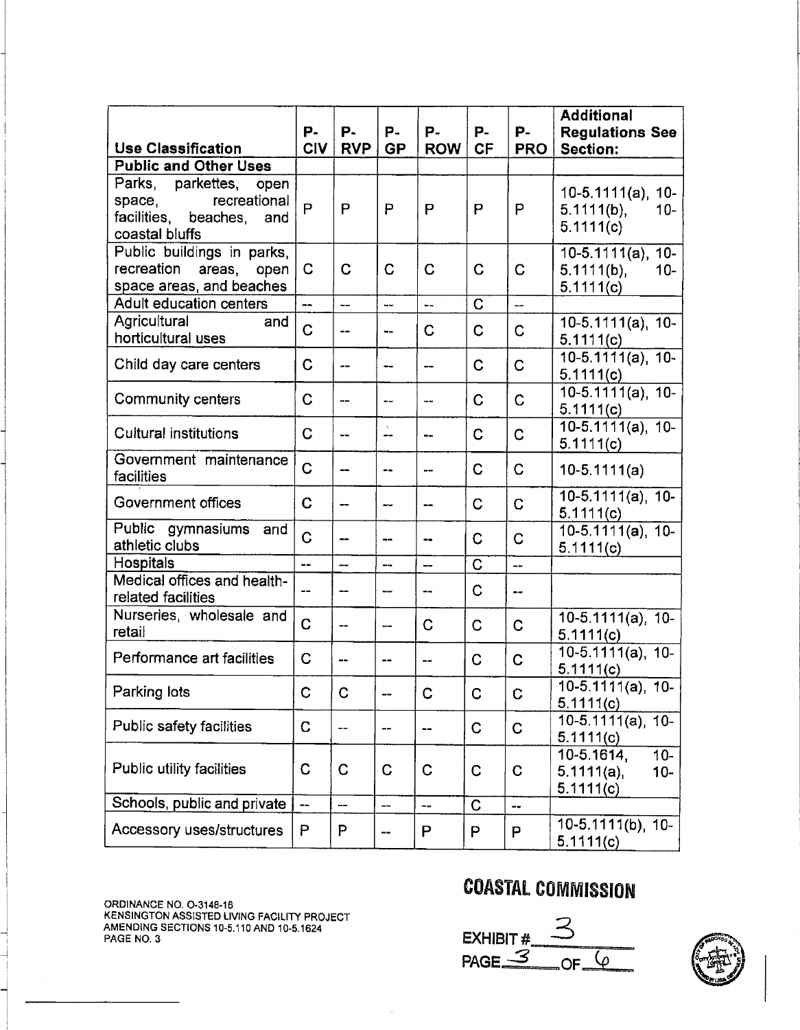| Use Classification | P-CIV | P-RVP | P-GP | P-ROW | P-CF | P-PRO | Additional Regulations See Section: |
|---|---|---|---|---|---|---|---|
| **Public and Other Uses** | | | | | | | |
| Parks, parkettes, open space, recreational facilities, beaches, and coastal bluffs | P | P | P | P | P | P | 10-5.1111(a), 10-5.1111(b), 10-5.1111(c) |
| Public buildings in parks, recreation areas, open space areas, and beaches | C | C | C | C | C | C | 10-5.1111(a), 10-5.1111(b), 10-5.1111(c) |
| Adult education centers | -- | -- | -- | -- | C | -- | |
| Agricultural and horticultural uses | C | -- | -- | C | C | C | 10-5.1111(a), 10-5.1111(c) |
| Child day care centers | C | -- | -- | -- | C | C | 10-5.1111(a), 10-5.1111(c) |
| Community centers | C | -- | -- | -- | C | C | 10-5.1111(a), 10-5.1111(c) |
| Cultural institutions | C | -- | -- | -- | C | C | 10-5.1111(a), 10-5.1111(c) |
| Government maintenance facilities | C | -- | -- | -- | C | C | 10-5.1111(a) |
| Government offices | C | -- | -- | -- | C | C | 10-5.1111(a), 10-5.1111(c) |
| Public gymnasiums and athletic clubs | C | -- | -- | -- | C | C | 10-5.1111(a), 10-5.1111(c) |
| Hospitals | -- | -- | -- | -- | C | -- | |
| Medical offices and health-related facilities | -- | -- | -- | -- | C | -- | |
| Nurseries, wholesale and retail | C | -- | -- | C | C | C | 10-5.1111(a), 10-5.1111(c) |
| Performance art facilities | C | -- | -- | -- | C | C | 10-5.1111(a), 10-5.1111(c) |
| Parking lots | C | C | -- | C | C | C | 10-5.1111(a), 10-5.1111(c) |
| Public safety facilities | C | -- | -- | -- | C | C | 10-5.1111(a), 10-5.1111(c) |
| Public utility facilities | C | C | C | C | C | C | 10-5.1614, 10-5.1111(a), 10-5.1111(c) |
| Schools, public and private | -- | -- | -- | -- | C | -- | |
| Accessory uses/structures | P | P | -- | P | P | P | 10-5.1111(b), 10-5.1111(c) |

ORDINANCE NO. O-3148-16
KENSINGTON ASSISTED LIVING FACILITY PROJECT
AMENDING SECTIONS 10-5.110 AND 10-5.1624
PAGE NO. 3

**COASTAL COMMISSION**

EXHIBIT # 3
PAGE 3 OF 6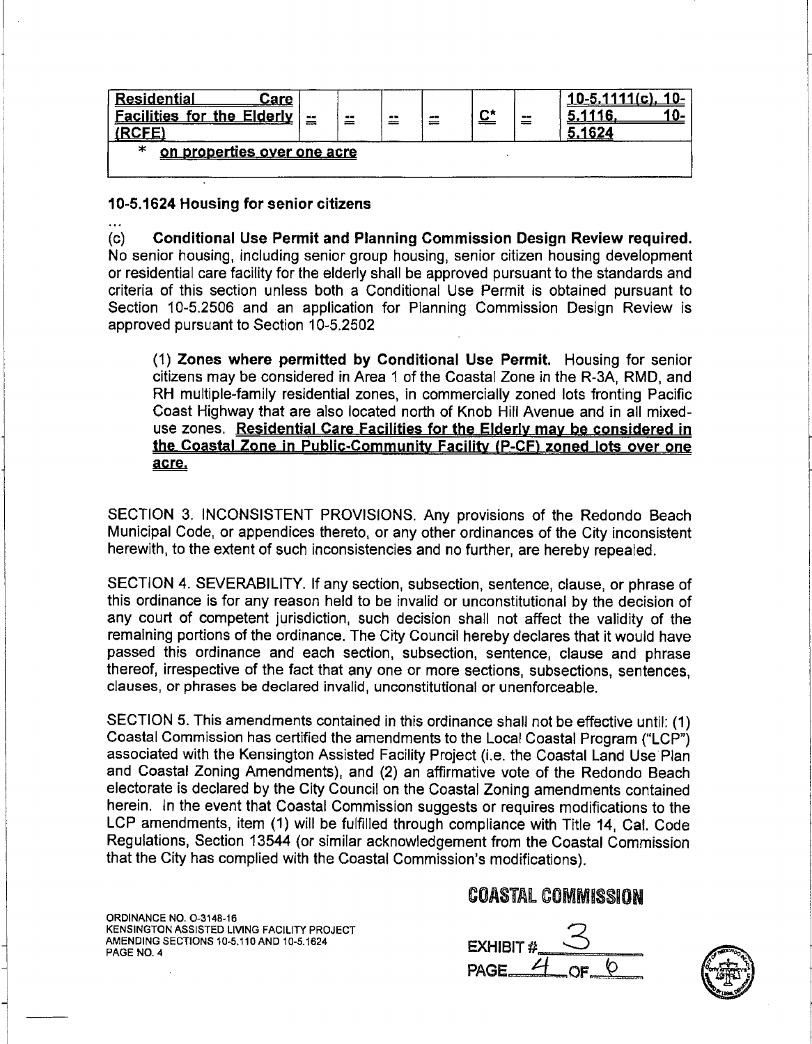| Residential Care Facilities for the Elderly (RCFE) | -- | -- | -- | -- | C* | -- | 10-5.1111(c), 10-5.1116, 10-5.1624 |
|---|---|---|---|---|---|---|---|
| * on properties over one acre | | | | | | | |

**10-5.1624 Housing for senior citizens**

...

(c) **Conditional Use Permit and Planning Commission Design Review required.** No senior housing, including senior group housing, senior citizen housing development or residential care facility for the elderly shall be approved pursuant to the standards and criteria of this section unless both a Conditional Use Permit is obtained pursuant to Section 10-5.2506 and an application for Planning Commission Design Review is approved pursuant to Section 10-5.2502

(1) **Zones where permitted by Conditional Use Permit.** Housing for senior citizens may be considered in Area 1 of the Coastal Zone in the R-3A, RMD, and RH multiple-family residential zones, in commercially zoned lots fronting Pacific Coast Highway that are also located north of Knob Hill Avenue and in all mixed-use zones. **Residential Care Facilities for the Elderly may be considered in the Coastal Zone in Public-Community Facility (P-CF) zoned lots over one acre.**

SECTION 3. INCONSISTENT PROVISIONS. Any provisions of the Redondo Beach Municipal Code, or appendices thereto, or any other ordinances of the City inconsistent herewith, to the extent of such inconsistencies and no further, are hereby repealed.

SECTION 4. SEVERABILITY. If any section, subsection, sentence, clause, or phrase of this ordinance is for any reason held to be invalid or unconstitutional by the decision of any court of competent jurisdiction, such decision shall not affect the validity of the remaining portions of the ordinance. The City Council hereby declares that it would have passed this ordinance and each section, subsection, sentence, clause and phrase thereof, irrespective of the fact that any one or more sections, subsections, sentences, clauses, or phrases be declared invalid, unconstitutional or unenforceable.

SECTION 5. This amendments contained in this ordinance shall not be effective until: (1) Coastal Commission has certified the amendments to the Local Coastal Program ("LCP") associated with the Kensington Assisted Facility Project (i.e. the Coastal Land Use Plan and Coastal Zoning Amendments), and (2) an affirmative vote of the Redondo Beach electorate is declared by the City Council on the Coastal Zoning amendments contained herein. In the event that Coastal Commission suggests or requires modifications to the LCP amendments, item (1) will be fulfilled through compliance with Title 14, Cal. Code Regulations, Section 13544 (or similar acknowledgement from the Coastal Commission that the City has complied with the Coastal Commission's modifications).

ORDINANCE NO. O-3148-16
KENSINGTON ASSISTED LIVING FACILITY PROJECT
AMENDING SECTIONS 10-5.110 AND 10-5.1624

COASTAL COMMISSION
EXHIBIT # 3
PAGE 4 OF 6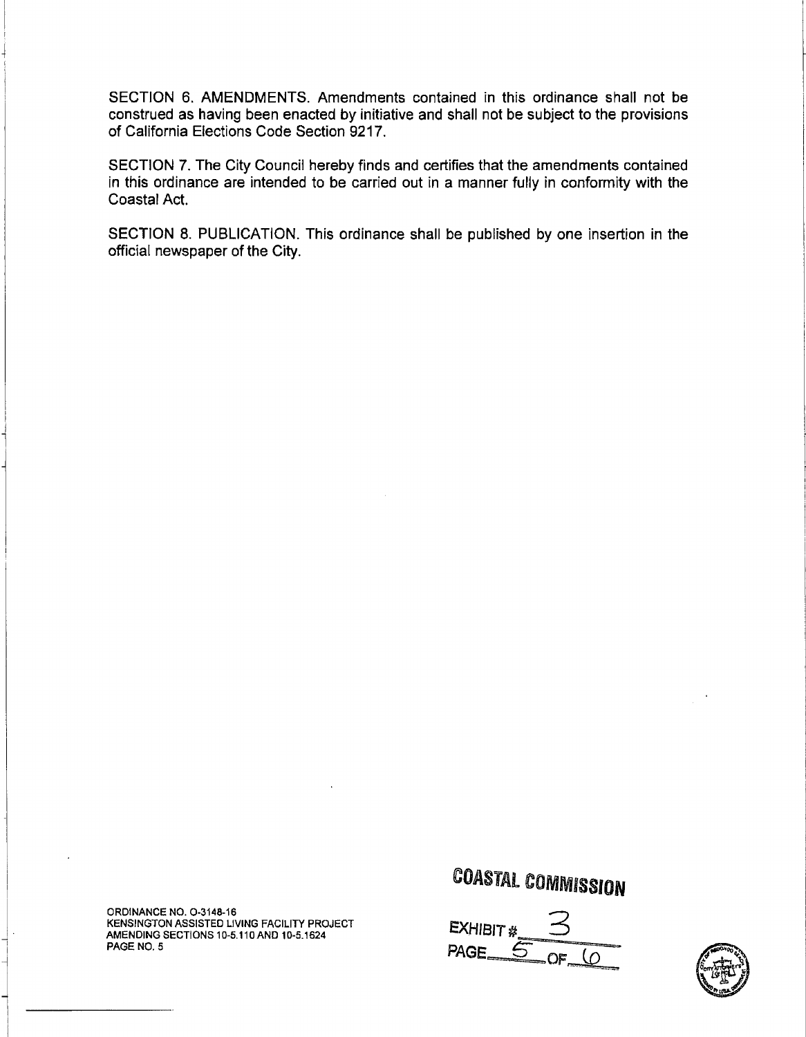SECTION 6. AMENDMENTS. Amendments contained in this ordinance shall not be construed as having been enacted by initiative and shall not be subject to the provisions of California Elections Code Section 9217.

SECTION 7. The City Council hereby finds and certifies that the amendments contained in this ordinance are intended to be carried out in a manner fully in conformity with the Coastal Act.

SECTION 8. PUBLICATION. This ordinance shall be published by one insertion in the official newspaper of the City.

ORDINANCE NO. O-3148-16
KENSINGTON ASSISTED LIVING FACILITY PROJECT
AMENDING SECTIONS 10-5.110 AND 10-5.1624
PAGE NO. 5

COASTAL COMMISSION

EXHIBIT # 3
PAGE 5 OF 6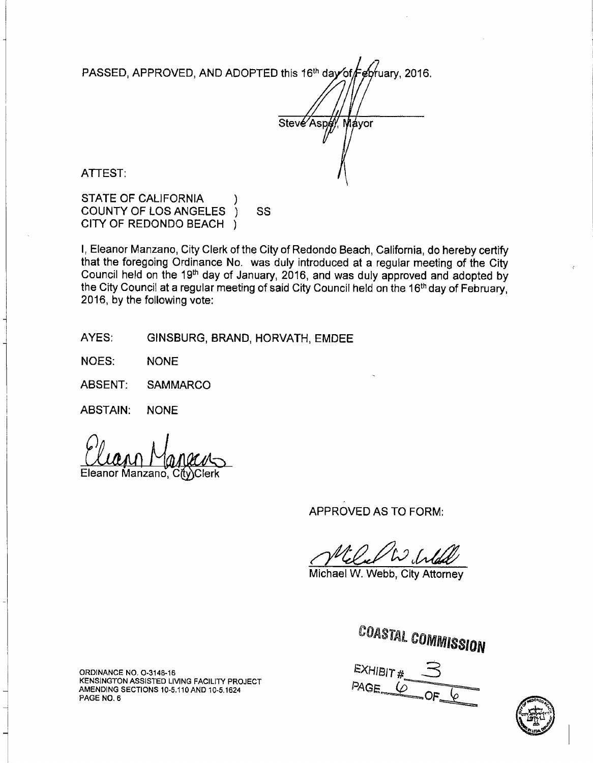PASSED, APPROVED, AND ADOPTED this 16th day of February, 2016.

Steve Aspel, Mayor

ATTEST:

STATE OF CALIFORNIA )
COUNTY OF LOS ANGELES ) SS
CITY OF REDONDO BEACH )

I, Eleanor Manzano, City Clerk of the City of Redondo Beach, California, do hereby certify that the foregoing Ordinance No. was duly introduced at a regular meeting of the City Council held on the 19th day of January, 2016, and was duly approved and adopted by the City Council at a regular meeting of said City Council held on the 16th day of February, 2016, by the following vote:

AYES: GINSBURG, BRAND, HORVATH, EMDEE

NOES: NONE

ABSENT: SAMMARCO

ABSTAIN: NONE

Eleanor Manzano, City Clerk

APPROVED AS TO FORM:

Michael W. Webb, City Attorney

COASTAL COMMISSION

EXHIBIT # 3

PAGE 6 OF 6

ORDINANCE NO. O-3148-16
KENSINGTON ASSISTED LIVING FACILITY PROJECT
AMENDING SECTIONS 10-5.110 AND 10-5.1624
PAGE NO. 6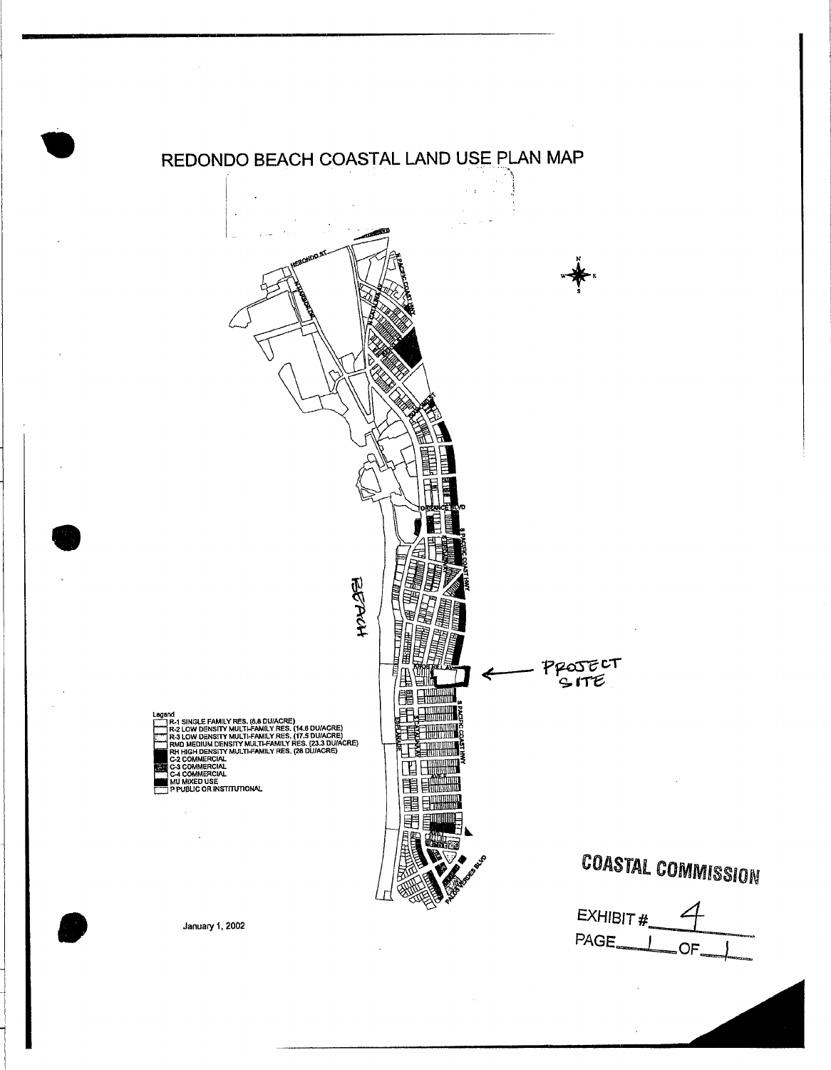# REDONDO BEACH COASTAL LAND USE PLAN MAP

HERONDO ST

N HARBOR DR

N CATALINA AVE

N PACIFIC COAST HWY

BERYL ST

TORRANCE BLVD

S PACIFIC COAST HWY

S ELENA AVE

BEACH

KNOB HILL AV

PROJECT SITE

S CATALINA AVE

ESPLANADE

AVE E

PALOS VERDES BLVD

Legend
- R-1 SINGLE FAMILY RES. (8.8 DU/ACRE)
- R-2 LOW DENSITY MULTI-FAMILY RES. (14.6 DU/ACRE)
- R-3 LOW DENSITY MULTI-FAMILY RES. (17.5 DU/ACRE)
- RMD MEDIUM DENSITY MULTI-FAMILY RES. (23.3 DU/ACRE)
- RH HIGH DENSITY MULTI-FAMILY RES. (28 DU/ACRE)
- C-2 COMMERCIAL
- C-3 COMMERCIAL
- C-4 COMMERCIAL
- MU MIXED USE
- P PUBLIC OR INSTITUTIONAL

January 1, 2002

**COASTAL COMMISSION**

EXHIBIT # 4

PAGE 1 OF 1